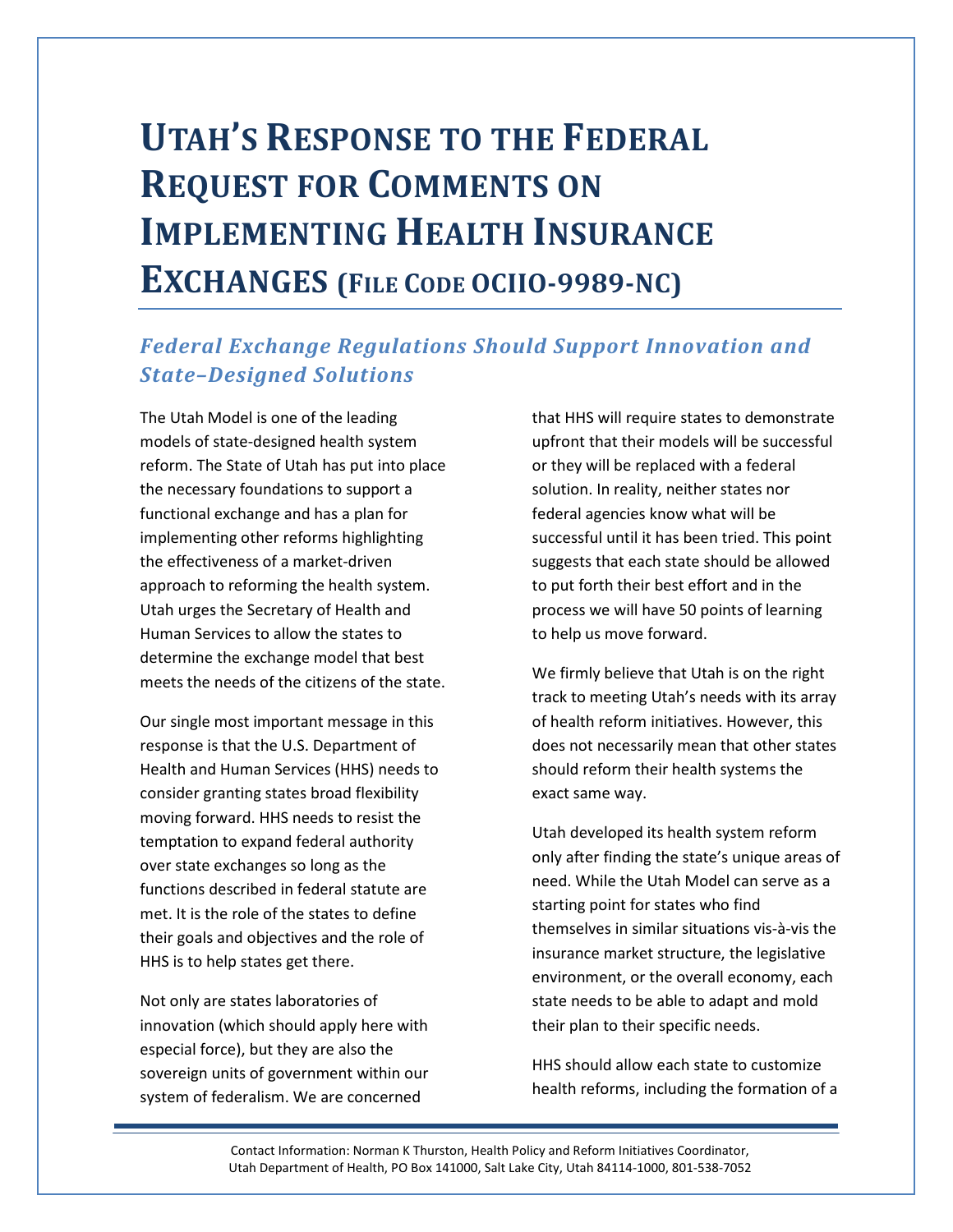# Utah's Response to the Federal Request for Comments on Implementing Health Insurance Exchanges (File Code OCIIO-9989-NC)

## *Federal Exchange Regulations Should Support Innovation and State–Designed Solutions*

The Utah Model is one of the leading models of state-designed health system reform. The State of Utah has put into place the necessary foundations to support a functional exchange and has a plan for implementing other reforms highlighting the effectiveness of a market-driven approach to reforming the health system. Utah urges the Secretary of Health and Human Services to allow the states to determine the exchange model that best meets the needs of the citizens of the state.

Our single most important message in this response is that the U.S. Department of Health and Human Services (HHS) needs to consider granting states broad flexibility moving forward. HHS needs to resist the temptation to expand federal authority over state exchanges so long as the functions described in federal statute are met. It is the role of the states to define their goals and objectives and the role of HHS is to help states get there.

Not only are states laboratories of innovation (which should apply here with especial force), but they are also the sovereign units of government within our system of federalism. We are concerned that HHS will require states to demonstrate upfront that their models will be successful or they will be replaced with a federal solution. In reality, neither states nor federal agencies know what will be successful until it has been tried. This point suggests that each state should be allowed to put forth their best effort and in the process we will have 50 points of learning to help us move forward.

We firmly believe that Utah is on the right track to meeting Utah's needs with its array of health reform initiatives. However, this does not necessarily mean that other states should reform their health systems the exact same way.

Utah developed its health system reform only after finding the state's unique areas of need. While the Utah Model can serve as a starting point for states who find themselves in similar situations vis-à-vis the insurance market structure, the legislative environment, or the overall economy, each state needs to be able to adapt and mold their plan to their specific needs.

HHS should allow each state to customize health reforms, including the formation of a

Contact Information: Norman K Thurston, Health Policy and Reform Initiatives Coordinator, Utah Department of Health, PO Box 141000, Salt Lake City, Utah 84114-1000, 801-538-7052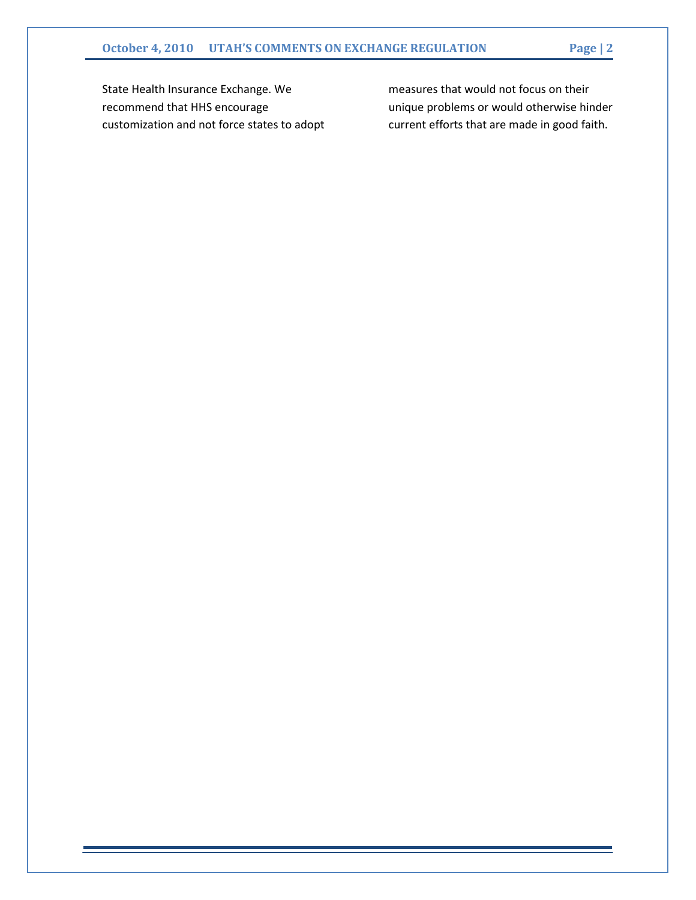State Health Insurance Exchange. We recommend that HHS encourage customization and not force states to adopt measures that would not focus on their unique problems or would otherwise hinder current efforts that are made in good faith.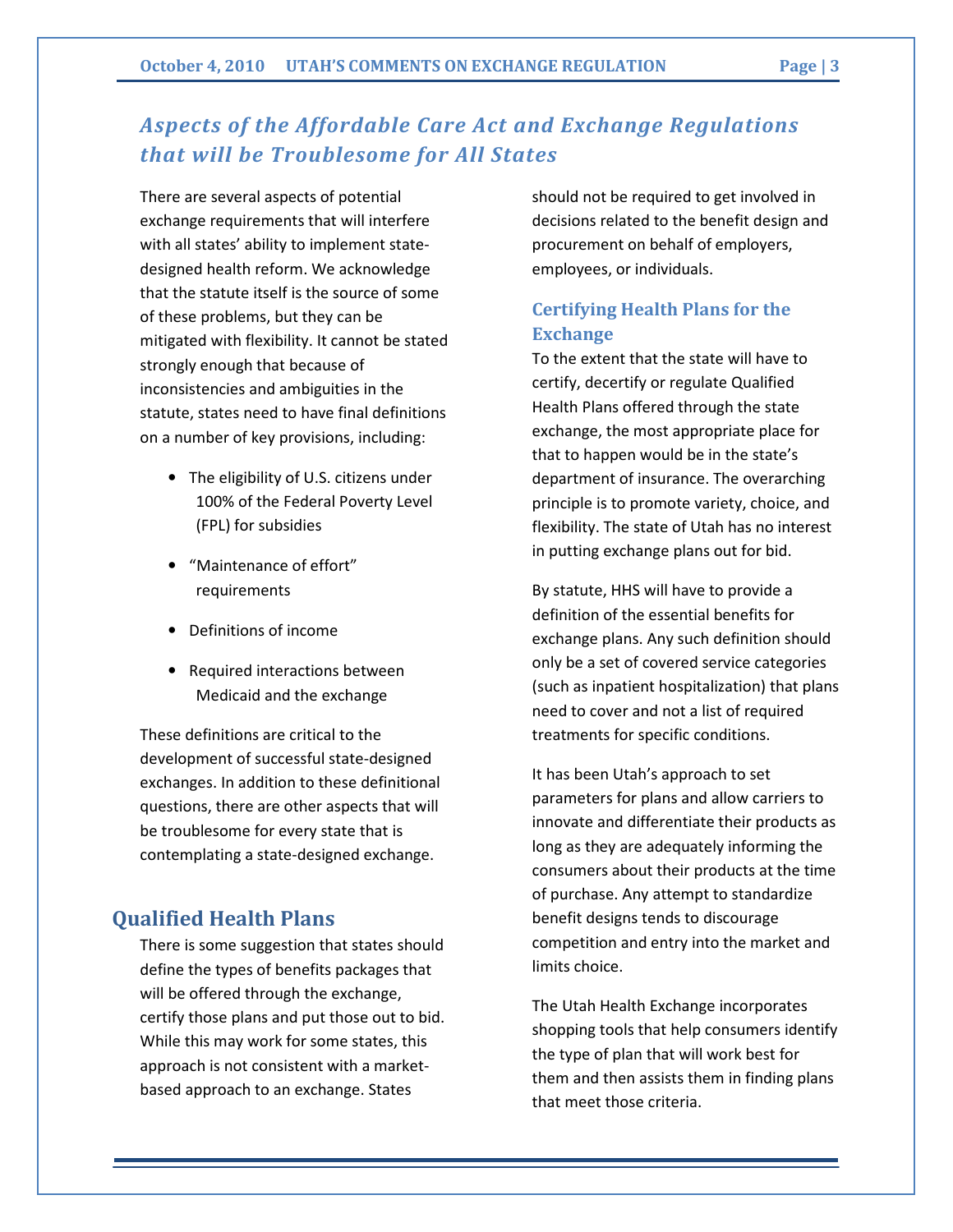## *Aspects of the Affordable Care Act and Exchange Regulations that will be Troublesome for All States*

There are several aspects of potential exchange requirements that will interfere with all states' ability to implement state-designed health reform. We acknowledge that the statute itself is the source of some of these problems, but they can be mitigated with flexibility. It cannot be stated strongly enough that because of inconsistencies and ambiguities in the statute, states need to have final definitions on a number of key provisions, including:

- The eligibility of U.S. citizens under 100% of the Federal Poverty Level (FPL) for subsidies
- "Maintenance of effort" requirements
- Definitions of income
- Required interactions between Medicaid and the exchange

These definitions are critical to the development of successful state-designed exchanges. In addition to these definitional questions, there are other aspects that will be troublesome for every state that is contemplating a state-designed exchange.

## Qualified Health Plans

There is some suggestion that states should define the types of benefits packages that will be offered through the exchange, certify those plans and put those out to bid. While this may work for some states, this approach is not consistent with a market-based approach to an exchange. States should not be required to get involved in decisions related to the benefit design and procurement on behalf of employers, employees, or individuals.

### Certifying Health Plans for the Exchange

To the extent that the state will have to certify, decertify or regulate Qualified Health Plans offered through the state exchange, the most appropriate place for that to happen would be in the state's department of insurance. The overarching principle is to promote variety, choice, and flexibility. The state of Utah has no interest in putting exchange plans out for bid.

By statute, HHS will have to provide a definition of the essential benefits for exchange plans. Any such definition should only be a set of covered service categories (such as inpatient hospitalization) that plans need to cover and not a list of required treatments for specific conditions.

It has been Utah's approach to set parameters for plans and allow carriers to innovate and differentiate their products as long as they are adequately informing the consumers about their products at the time of purchase. Any attempt to standardize benefit designs tends to discourage competition and entry into the market and limits choice.

The Utah Health Exchange incorporates shopping tools that help consumers identify the type of plan that will work best for them and then assists them in finding plans that meet those criteria.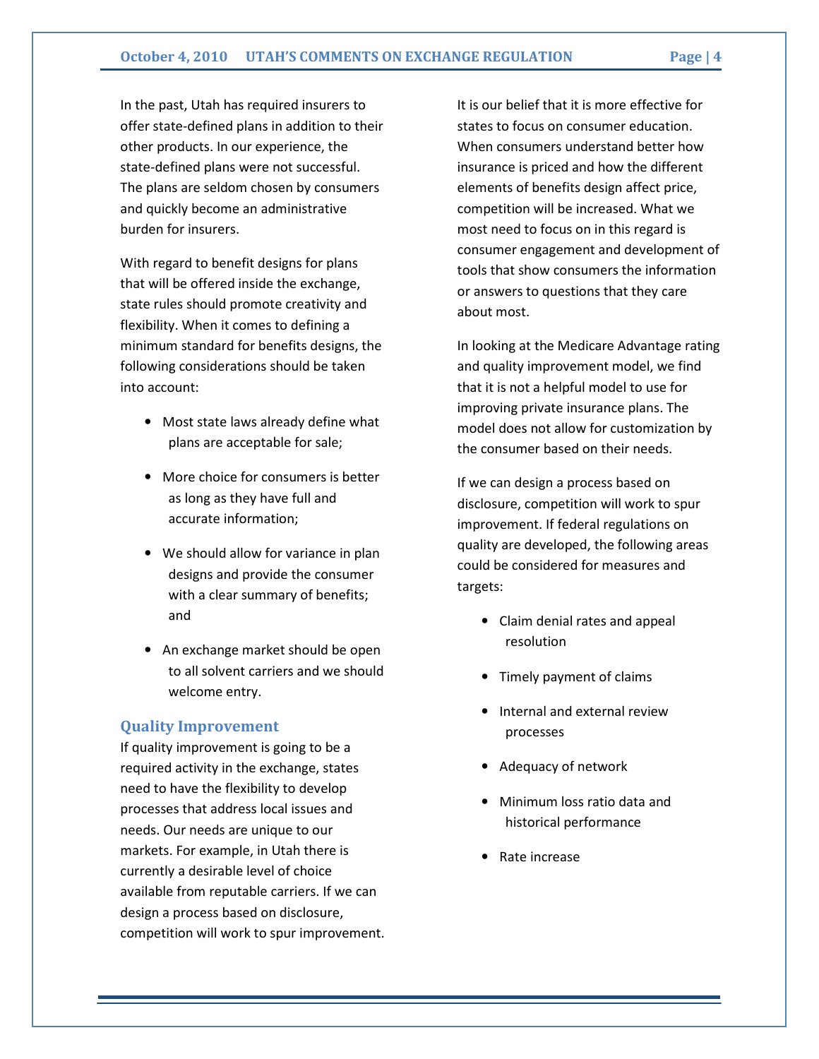In the past, Utah has required insurers to offer state-defined plans in addition to their other products. In our experience, the state-defined plans were not successful. The plans are seldom chosen by consumers and quickly become an administrative burden for insurers.

With regard to benefit designs for plans that will be offered inside the exchange, state rules should promote creativity and flexibility. When it comes to defining a minimum standard for benefits designs, the following considerations should be taken into account:

- Most state laws already define what plans are acceptable for sale;
- More choice for consumers is better as long as they have full and accurate information;
- We should allow for variance in plan designs and provide the consumer with a clear summary of benefits; and
- An exchange market should be open to all solvent carriers and we should welcome entry.

## Quality Improvement

If quality improvement is going to be a required activity in the exchange, states need to have the flexibility to develop processes that address local issues and needs. Our needs are unique to our markets. For example, in Utah there is currently a desirable level of choice available from reputable carriers. If we can design a process based on disclosure, competition will work to spur improvement.

It is our belief that it is more effective for states to focus on consumer education. When consumers understand better how insurance is priced and how the different elements of benefits design affect price, competition will be increased. What we most need to focus on in this regard is consumer engagement and development of tools that show consumers the information or answers to questions that they care about most.

In looking at the Medicare Advantage rating and quality improvement model, we find that it is not a helpful model to use for improving private insurance plans. The model does not allow for customization by the consumer based on their needs.

If we can design a process based on disclosure, competition will work to spur improvement. If federal regulations on quality are developed, the following areas could be considered for measures and targets:

- Claim denial rates and appeal resolution
- Timely payment of claims
- Internal and external review processes
- Adequacy of network
- Minimum loss ratio data and historical performance
- Rate increase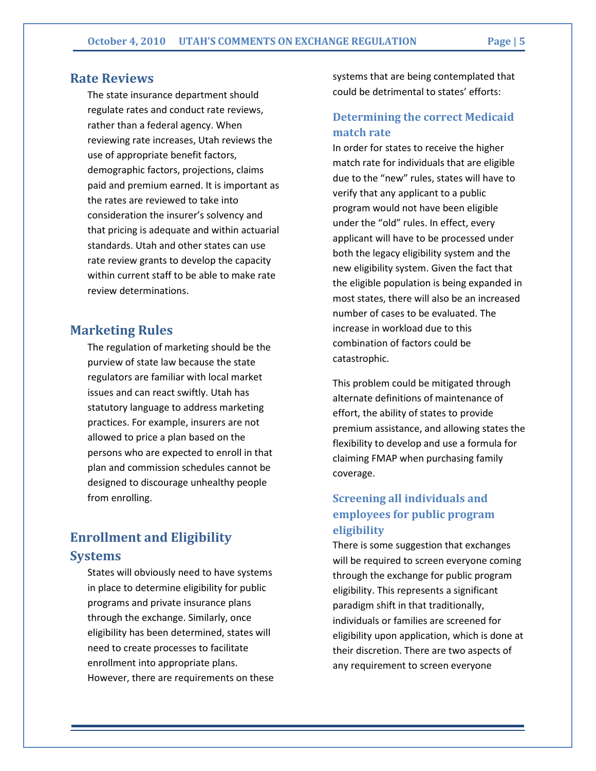## Rate Reviews

The state insurance department should regulate rates and conduct rate reviews, rather than a federal agency. When reviewing rate increases, Utah reviews the use of appropriate benefit factors, demographic factors, projections, claims paid and premium earned. It is important as the rates are reviewed to take into consideration the insurer's solvency and that pricing is adequate and within actuarial standards. Utah and other states can use rate review grants to develop the capacity within current staff to be able to make rate review determinations.

## Marketing Rules

The regulation of marketing should be the purview of state law because the state regulators are familiar with local market issues and can react swiftly. Utah has statutory language to address marketing practices. For example, insurers are not allowed to price a plan based on the persons who are expected to enroll in that plan and commission schedules cannot be designed to discourage unhealthy people from enrolling.

## Enrollment and Eligibility Systems

States will obviously need to have systems in place to determine eligibility for public programs and private insurance plans through the exchange. Similarly, once eligibility has been determined, states will need to create processes to facilitate enrollment into appropriate plans. However, there are requirements on these systems that are being contemplated that could be detrimental to states' efforts:

### Determining the correct Medicaid match rate

In order for states to receive the higher match rate for individuals that are eligible due to the "new" rules, states will have to verify that any applicant to a public program would not have been eligible under the "old" rules. In effect, every applicant will have to be processed under both the legacy eligibility system and the new eligibility system. Given the fact that the eligible population is being expanded in most states, there will also be an increased number of cases to be evaluated. The increase in workload due to this combination of factors could be catastrophic.

This problem could be mitigated through alternate definitions of maintenance of effort, the ability of states to provide premium assistance, and allowing states the flexibility to develop and use a formula for claiming FMAP when purchasing family coverage.

### Screening all individuals and employees for public program eligibility

There is some suggestion that exchanges will be required to screen everyone coming through the exchange for public program eligibility. This represents a significant paradigm shift in that traditionally, individuals or families are screened for eligibility upon application, which is done at their discretion. There are two aspects of any requirement to screen everyone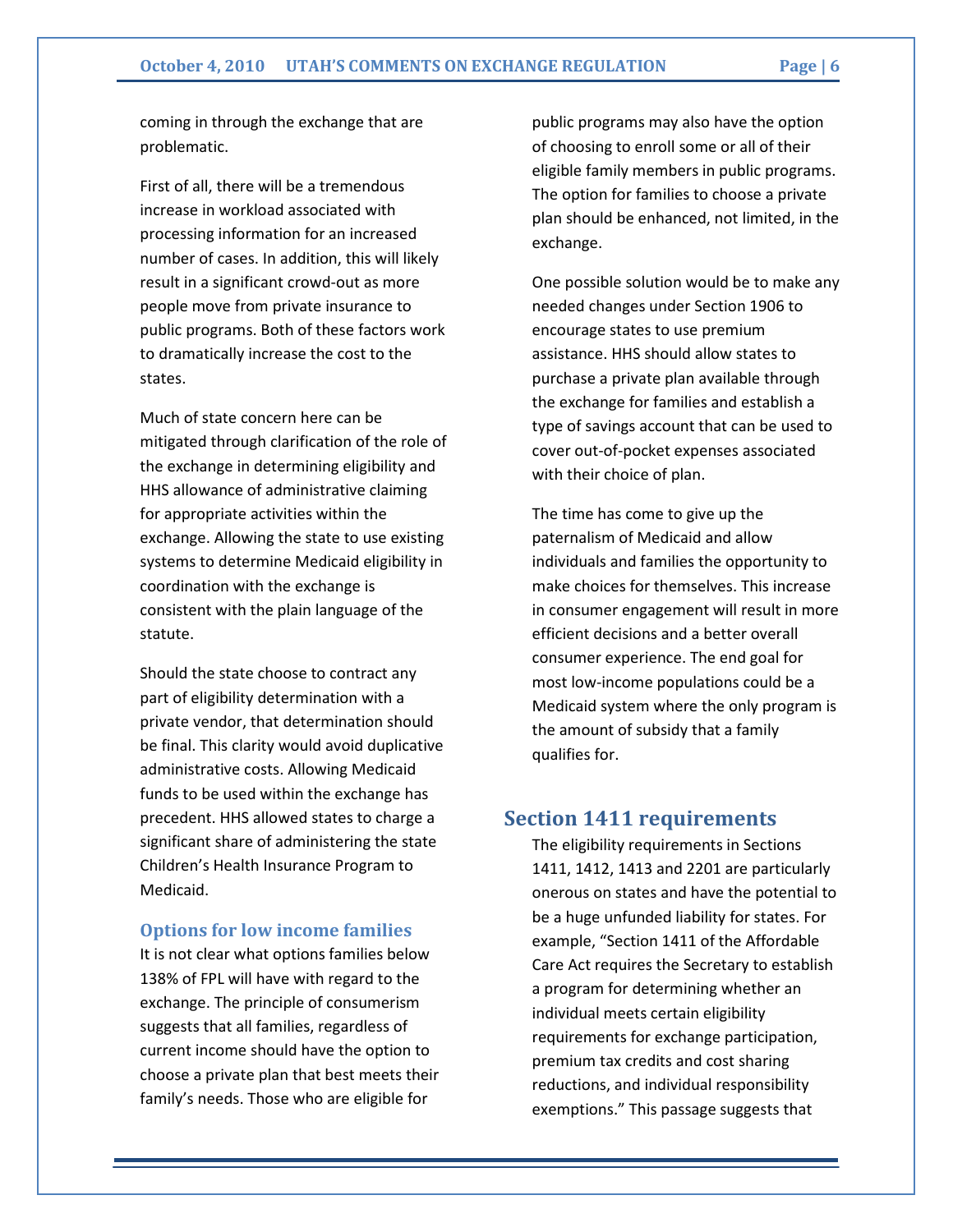coming in through the exchange that are problematic.

First of all, there will be a tremendous increase in workload associated with processing information for an increased number of cases. In addition, this will likely result in a significant crowd-out as more people move from private insurance to public programs. Both of these factors work to dramatically increase the cost to the states.

Much of state concern here can be mitigated through clarification of the role of the exchange in determining eligibility and HHS allowance of administrative claiming for appropriate activities within the exchange. Allowing the state to use existing systems to determine Medicaid eligibility in coordination with the exchange is consistent with the plain language of the statute.

Should the state choose to contract any part of eligibility determination with a private vendor, that determination should be final. This clarity would avoid duplicative administrative costs. Allowing Medicaid funds to be used within the exchange has precedent. HHS allowed states to charge a significant share of administering the state Children's Health Insurance Program to Medicaid.

### Options for low income families

It is not clear what options families below 138% of FPL will have with regard to the exchange. The principle of consumerism suggests that all families, regardless of current income should have the option to choose a private plan that best meets their family's needs. Those who are eligible for public programs may also have the option of choosing to enroll some or all of their eligible family members in public programs. The option for families to choose a private plan should be enhanced, not limited, in the exchange.

One possible solution would be to make any needed changes under Section 1906 to encourage states to use premium assistance. HHS should allow states to purchase a private plan available through the exchange for families and establish a type of savings account that can be used to cover out-of-pocket expenses associated with their choice of plan.

The time has come to give up the paternalism of Medicaid and allow individuals and families the opportunity to make choices for themselves. This increase in consumer engagement will result in more efficient decisions and a better overall consumer experience. The end goal for most low-income populations could be a Medicaid system where the only program is the amount of subsidy that a family qualifies for.

## Section 1411 requirements

The eligibility requirements in Sections 1411, 1412, 1413 and 2201 are particularly onerous on states and have the potential to be a huge unfunded liability for states. For example, "Section 1411 of the Affordable Care Act requires the Secretary to establish a program for determining whether an individual meets certain eligibility requirements for exchange participation, premium tax credits and cost sharing reductions, and individual responsibility exemptions." This passage suggests that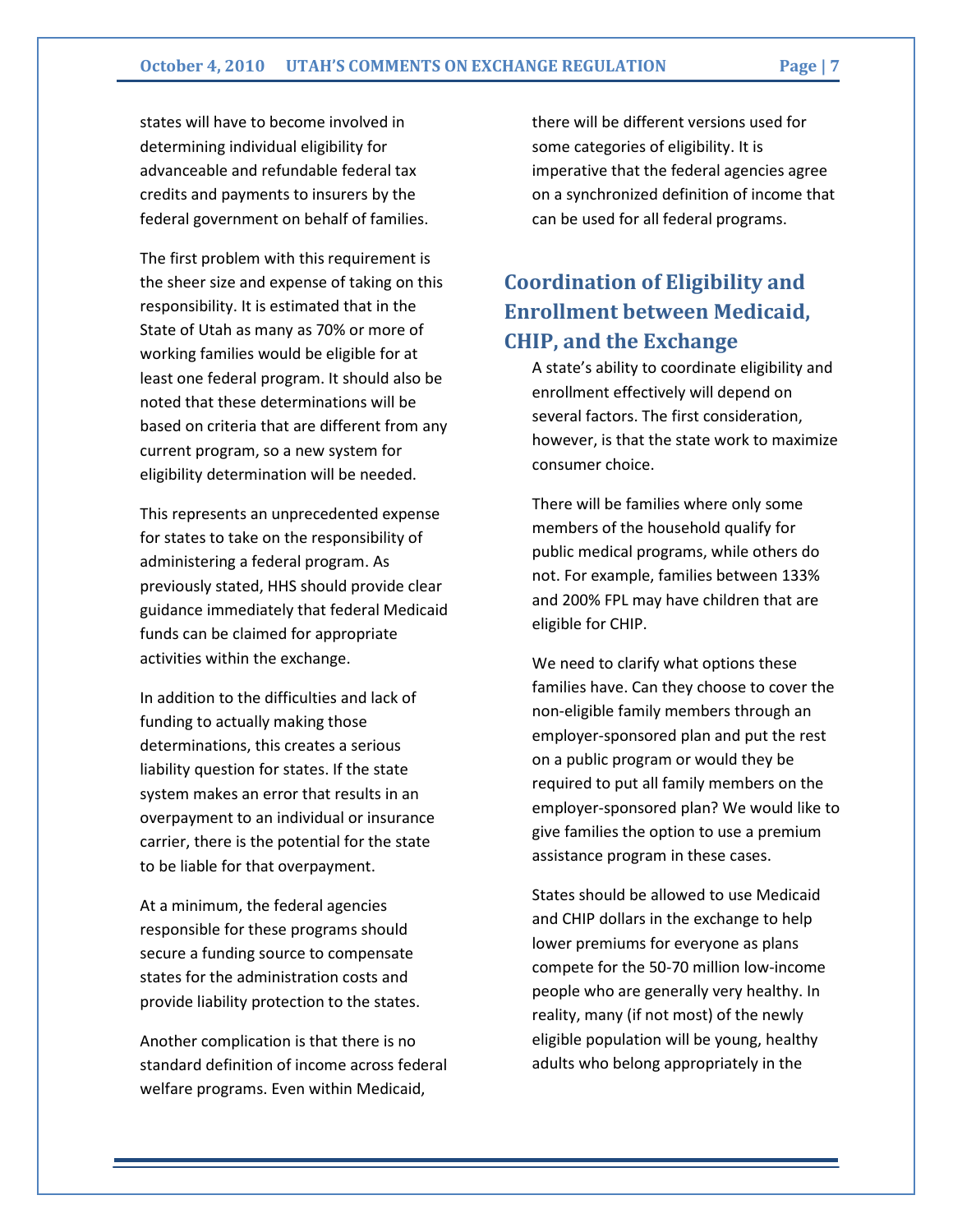states will have to become involved in determining individual eligibility for advanceable and refundable federal tax credits and payments to insurers by the federal government on behalf of families.

The first problem with this requirement is the sheer size and expense of taking on this responsibility. It is estimated that in the State of Utah as many as 70% or more of working families would be eligible for at least one federal program. It should also be noted that these determinations will be based on criteria that are different from any current program, so a new system for eligibility determination will be needed.

This represents an unprecedented expense for states to take on the responsibility of administering a federal program. As previously stated, HHS should provide clear guidance immediately that federal Medicaid funds can be claimed for appropriate activities within the exchange.

In addition to the difficulties and lack of funding to actually making those determinations, this creates a serious liability question for states. If the state system makes an error that results in an overpayment to an individual or insurance carrier, there is the potential for the state to be liable for that overpayment.

At a minimum, the federal agencies responsible for these programs should secure a funding source to compensate states for the administration costs and provide liability protection to the states.

Another complication is that there is no standard definition of income across federal welfare programs. Even within Medicaid, there will be different versions used for some categories of eligibility. It is imperative that the federal agencies agree on a synchronized definition of income that can be used for all federal programs.

## Coordination of Eligibility and Enrollment between Medicaid, CHIP, and the Exchange

A state's ability to coordinate eligibility and enrollment effectively will depend on several factors. The first consideration, however, is that the state work to maximize consumer choice.

There will be families where only some members of the household qualify for public medical programs, while others do not. For example, families between 133% and 200% FPL may have children that are eligible for CHIP.

We need to clarify what options these families have. Can they choose to cover the non-eligible family members through an employer-sponsored plan and put the rest on a public program or would they be required to put all family members on the employer-sponsored plan? We would like to give families the option to use a premium assistance program in these cases.

States should be allowed to use Medicaid and CHIP dollars in the exchange to help lower premiums for everyone as plans compete for the 50-70 million low-income people who are generally very healthy. In reality, many (if not most) of the newly eligible population will be young, healthy adults who belong appropriately in the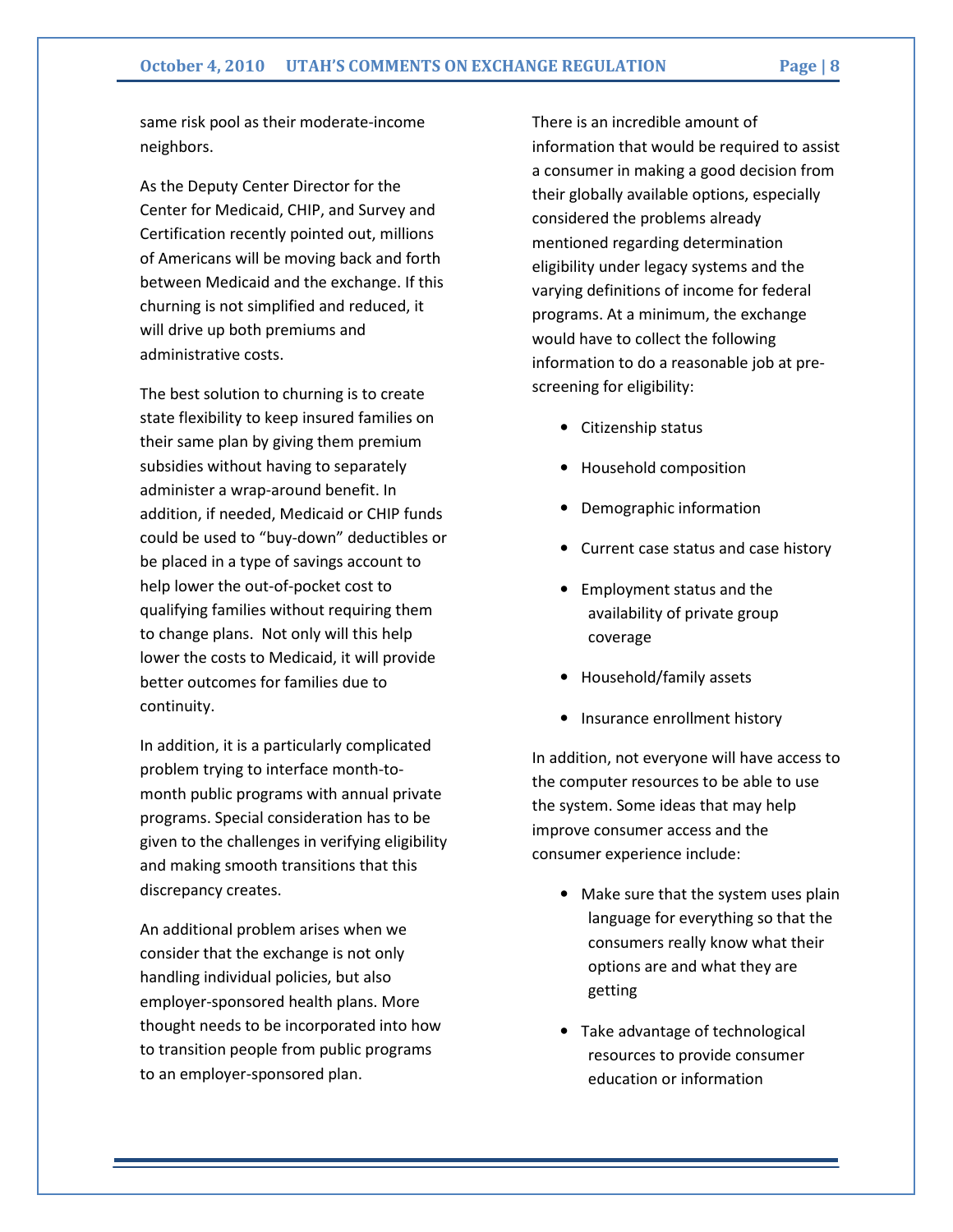same risk pool as their moderate-income neighbors.

As the Deputy Center Director for the Center for Medicaid, CHIP, and Survey and Certification recently pointed out, millions of Americans will be moving back and forth between Medicaid and the exchange. If this churning is not simplified and reduced, it will drive up both premiums and administrative costs.

The best solution to churning is to create state flexibility to keep insured families on their same plan by giving them premium subsidies without having to separately administer a wrap-around benefit. In addition, if needed, Medicaid or CHIP funds could be used to "buy-down" deductibles or be placed in a type of savings account to help lower the out-of-pocket cost to qualifying families without requiring them to change plans. Not only will this help lower the costs to Medicaid, it will provide better outcomes for families due to continuity.

In addition, it is a particularly complicated problem trying to interface month-to-month public programs with annual private programs. Special consideration has to be given to the challenges in verifying eligibility and making smooth transitions that this discrepancy creates.

An additional problem arises when we consider that the exchange is not only handling individual policies, but also employer-sponsored health plans. More thought needs to be incorporated into how to transition people from public programs to an employer-sponsored plan.

There is an incredible amount of information that would be required to assist a consumer in making a good decision from their globally available options, especially considered the problems already mentioned regarding determination eligibility under legacy systems and the varying definitions of income for federal programs. At a minimum, the exchange would have to collect the following information to do a reasonable job at pre-screening for eligibility:

- Citizenship status
- Household composition
- Demographic information
- Current case status and case history
- Employment status and the availability of private group coverage
- Household/family assets
- Insurance enrollment history

In addition, not everyone will have access to the computer resources to be able to use the system. Some ideas that may help improve consumer access and the consumer experience include:

- Make sure that the system uses plain language for everything so that the consumers really know what their options are and what they are getting
- Take advantage of technological resources to provide consumer education or information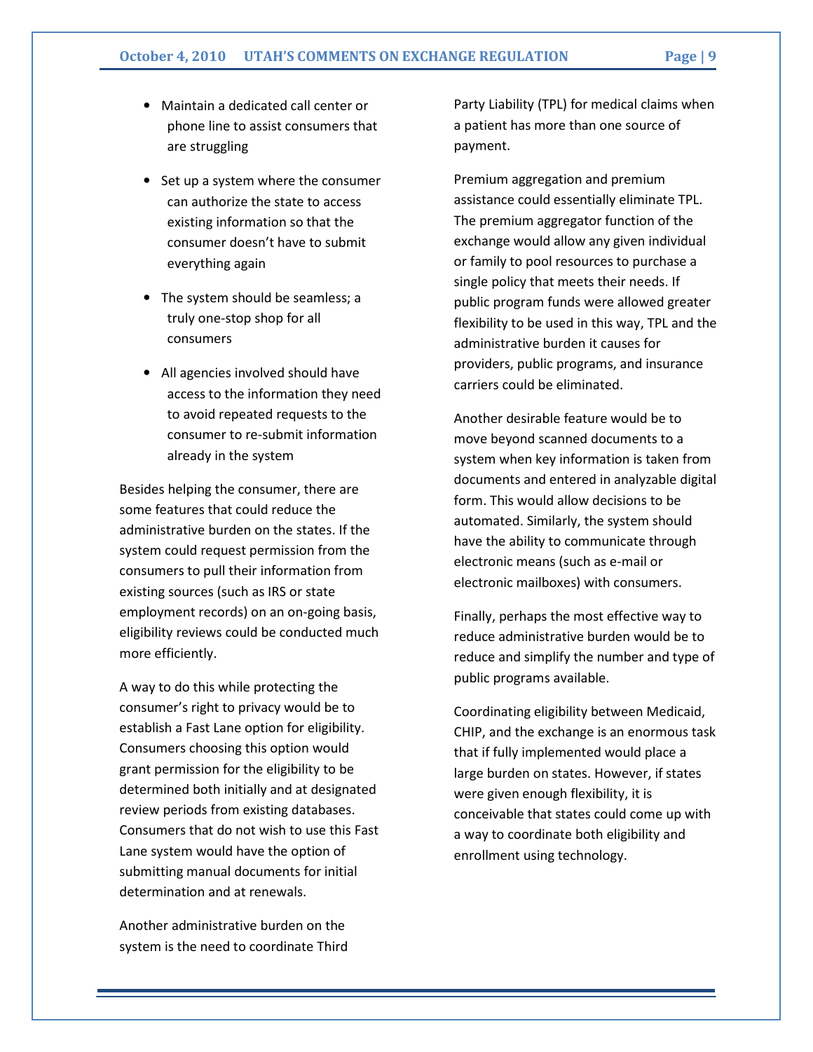- Maintain a dedicated call center or phone line to assist consumers that are struggling
- Set up a system where the consumer can authorize the state to access existing information so that the consumer doesn't have to submit everything again
- The system should be seamless; a truly one-stop shop for all consumers
- All agencies involved should have access to the information they need to avoid repeated requests to the consumer to re-submit information already in the system

Besides helping the consumer, there are some features that could reduce the administrative burden on the states. If the system could request permission from the consumers to pull their information from existing sources (such as IRS or state employment records) on an on-going basis, eligibility reviews could be conducted much more efficiently.

A way to do this while protecting the consumer's right to privacy would be to establish a Fast Lane option for eligibility. Consumers choosing this option would grant permission for the eligibility to be determined both initially and at designated review periods from existing databases. Consumers that do not wish to use this Fast Lane system would have the option of submitting manual documents for initial determination and at renewals.

Another administrative burden on the system is the need to coordinate Third Party Liability (TPL) for medical claims when a patient has more than one source of payment.

Premium aggregation and premium assistance could essentially eliminate TPL. The premium aggregator function of the exchange would allow any given individual or family to pool resources to purchase a single policy that meets their needs. If public program funds were allowed greater flexibility to be used in this way, TPL and the administrative burden it causes for providers, public programs, and insurance carriers could be eliminated.

Another desirable feature would be to move beyond scanned documents to a system when key information is taken from documents and entered in analyzable digital form. This would allow decisions to be automated. Similarly, the system should have the ability to communicate through electronic means (such as e-mail or electronic mailboxes) with consumers.

Finally, perhaps the most effective way to reduce administrative burden would be to reduce and simplify the number and type of public programs available.

Coordinating eligibility between Medicaid, CHIP, and the exchange is an enormous task that if fully implemented would place a large burden on states. However, if states were given enough flexibility, it is conceivable that states could come up with a way to coordinate both eligibility and enrollment using technology.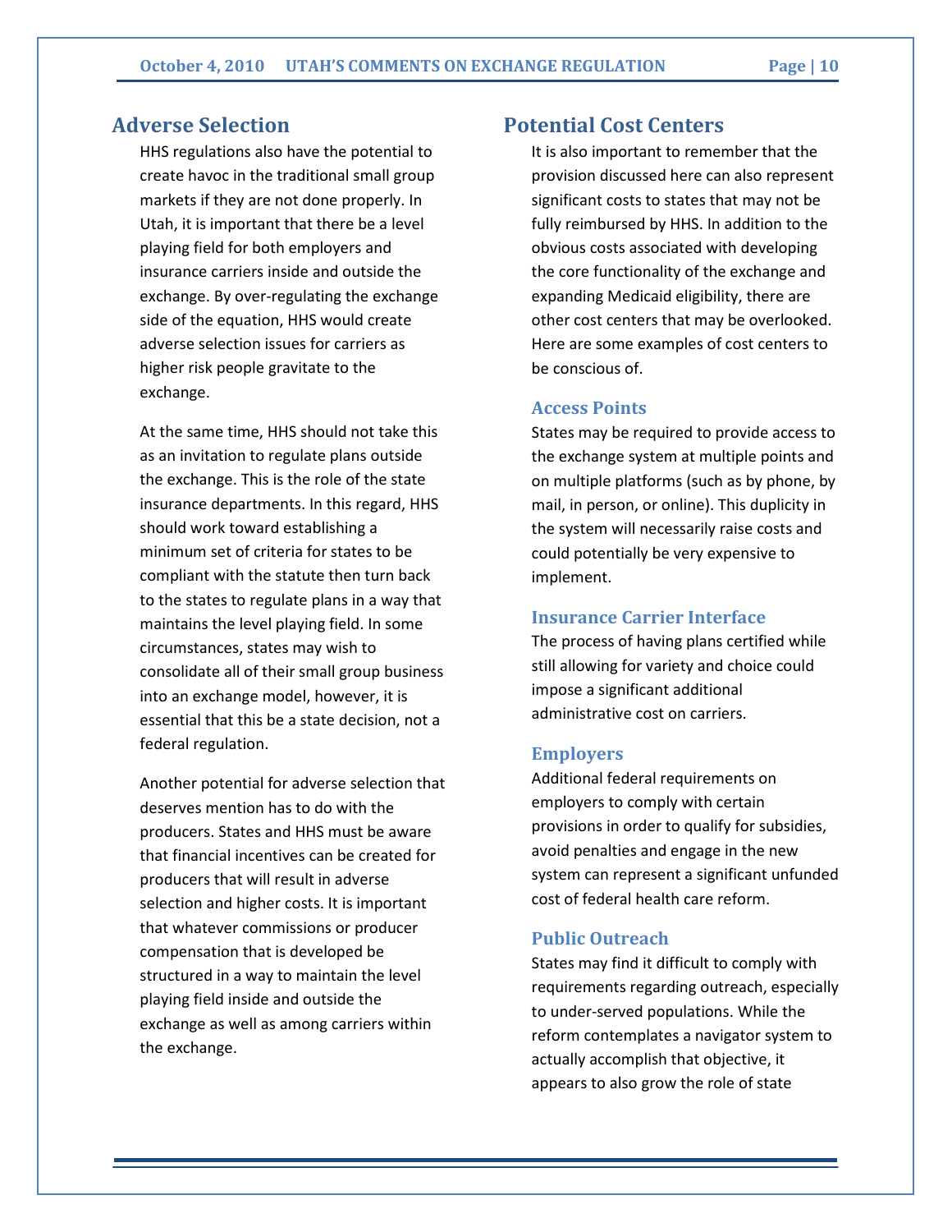## Adverse Selection

HHS regulations also have the potential to create havoc in the traditional small group markets if they are not done properly. In Utah, it is important that there be a level playing field for both employers and insurance carriers inside and outside the exchange. By over-regulating the exchange side of the equation, HHS would create adverse selection issues for carriers as higher risk people gravitate to the exchange.

At the same time, HHS should not take this as an invitation to regulate plans outside the exchange. This is the role of the state insurance departments. In this regard, HHS should work toward establishing a minimum set of criteria for states to be compliant with the statute then turn back to the states to regulate plans in a way that maintains the level playing field. In some circumstances, states may wish to consolidate all of their small group business into an exchange model, however, it is essential that this be a state decision, not a federal regulation.

Another potential for adverse selection that deserves mention has to do with the producers. States and HHS must be aware that financial incentives can be created for producers that will result in adverse selection and higher costs. It is important that whatever commissions or producer compensation that is developed be structured in a way to maintain the level playing field inside and outside the exchange as well as among carriers within the exchange.

## Potential Cost Centers

It is also important to remember that the provision discussed here can also represent significant costs to states that may not be fully reimbursed by HHS. In addition to the obvious costs associated with developing the core functionality of the exchange and expanding Medicaid eligibility, there are other cost centers that may be overlooked. Here are some examples of cost centers to be conscious of.

### Access Points

States may be required to provide access to the exchange system at multiple points and on multiple platforms (such as by phone, by mail, in person, or online). This duplicity in the system will necessarily raise costs and could potentially be very expensive to implement.

### Insurance Carrier Interface

The process of having plans certified while still allowing for variety and choice could impose a significant additional administrative cost on carriers.

### Employers

Additional federal requirements on employers to comply with certain provisions in order to qualify for subsidies, avoid penalties and engage in the new system can represent a significant unfunded cost of federal health care reform.

### Public Outreach

States may find it difficult to comply with requirements regarding outreach, especially to under-served populations. While the reform contemplates a navigator system to actually accomplish that objective, it appears to also grow the role of state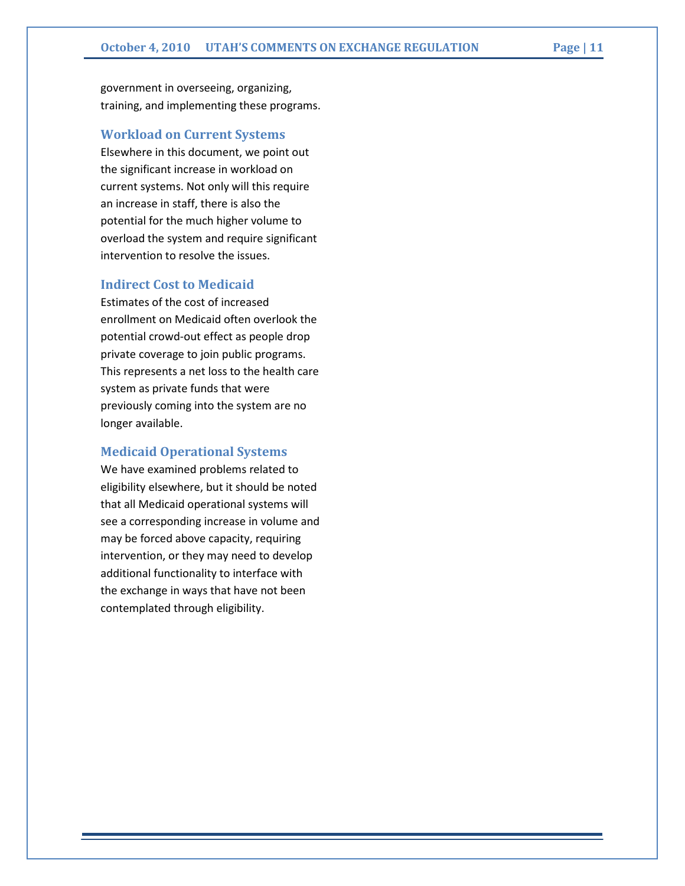government in overseeing, organizing, training, and implementing these programs.

### Workload on Current Systems

Elsewhere in this document, we point out the significant increase in workload on current systems. Not only will this require an increase in staff, there is also the potential for the much higher volume to overload the system and require significant intervention to resolve the issues.

### Indirect Cost to Medicaid

Estimates of the cost of increased enrollment on Medicaid often overlook the potential crowd-out effect as people drop private coverage to join public programs. This represents a net loss to the health care system as private funds that were previously coming into the system are no longer available.

### Medicaid Operational Systems

We have examined problems related to eligibility elsewhere, but it should be noted that all Medicaid operational systems will see a corresponding increase in volume and may be forced above capacity, requiring intervention, or they may need to develop additional functionality to interface with the exchange in ways that have not been contemplated through eligibility.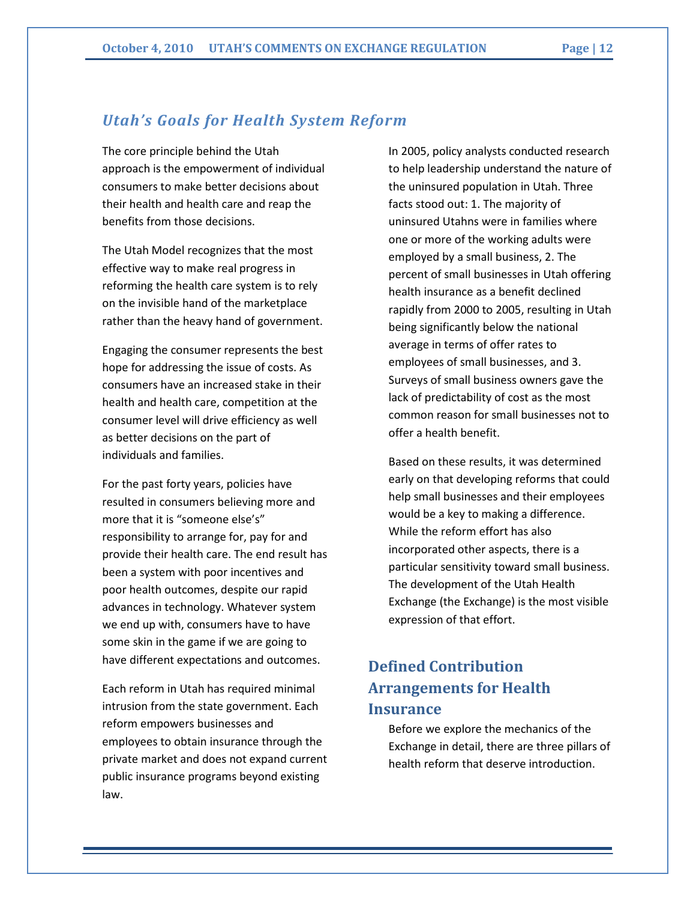## *Utah's Goals for Health System Reform*

The core principle behind the Utah approach is the empowerment of individual consumers to make better decisions about their health and health care and reap the benefits from those decisions.

The Utah Model recognizes that the most effective way to make real progress in reforming the health care system is to rely on the invisible hand of the marketplace rather than the heavy hand of government.

Engaging the consumer represents the best hope for addressing the issue of costs. As consumers have an increased stake in their health and health care, competition at the consumer level will drive efficiency as well as better decisions on the part of individuals and families.

For the past forty years, policies have resulted in consumers believing more and more that it is "someone else's" responsibility to arrange for, pay for and provide their health care. The end result has been a system with poor incentives and poor health outcomes, despite our rapid advances in technology. Whatever system we end up with, consumers have to have some skin in the game if we are going to have different expectations and outcomes.

Each reform in Utah has required minimal intrusion from the state government. Each reform empowers businesses and employees to obtain insurance through the private market and does not expand current public insurance programs beyond existing law.

In 2005, policy analysts conducted research to help leadership understand the nature of the uninsured population in Utah. Three facts stood out: 1. The majority of uninsured Utahns were in families where one or more of the working adults were employed by a small business, 2. The percent of small businesses in Utah offering health insurance as a benefit declined rapidly from 2000 to 2005, resulting in Utah being significantly below the national average in terms of offer rates to employees of small businesses, and 3. Surveys of small business owners gave the lack of predictability of cost as the most common reason for small businesses not to offer a health benefit.

Based on these results, it was determined early on that developing reforms that could help small businesses and their employees would be a key to making a difference. While the reform effort has also incorporated other aspects, there is a particular sensitivity toward small business. The development of the Utah Health Exchange (the Exchange) is the most visible expression of that effort.

## Defined Contribution Arrangements for Health Insurance

Before we explore the mechanics of the Exchange in detail, there are three pillars of health reform that deserve introduction.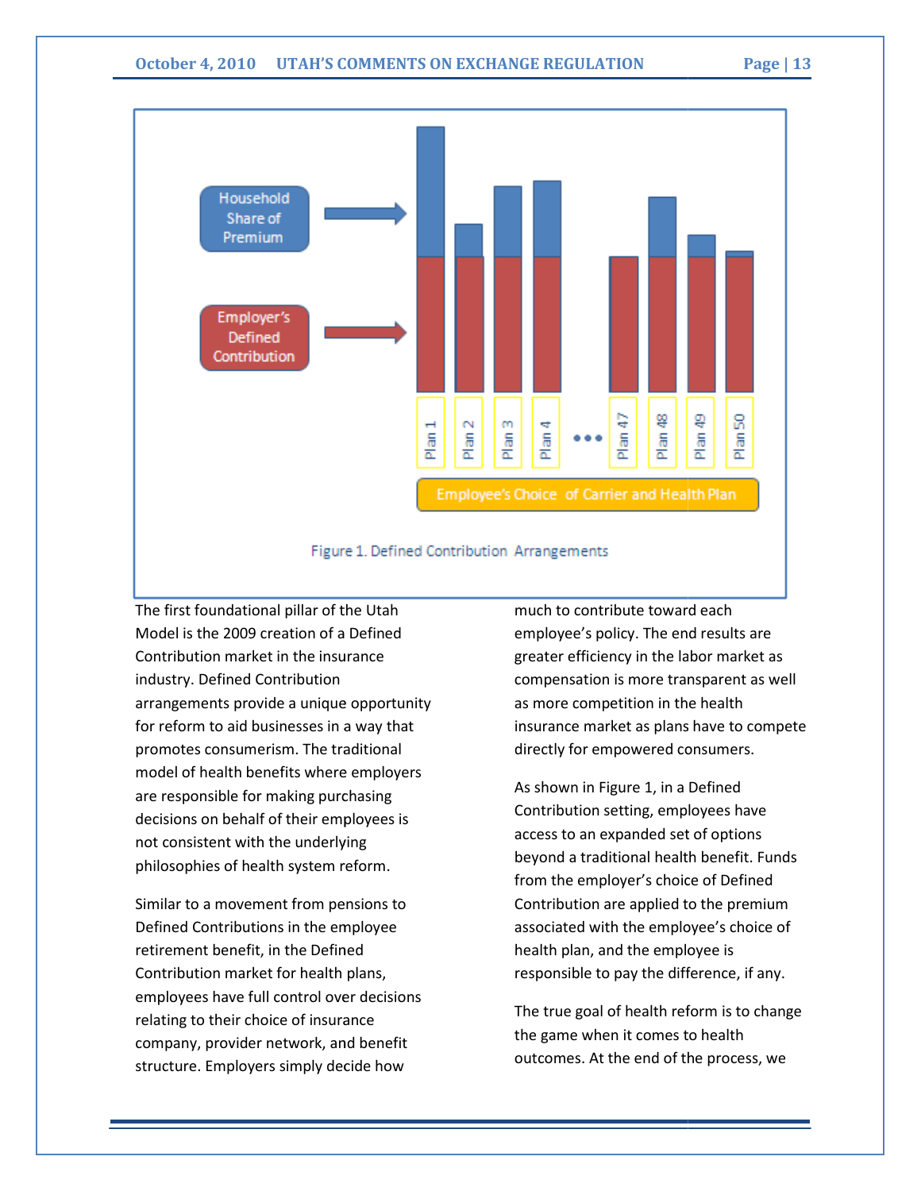Figure 1. Defined Contribution Arrangements

The first foundational pillar of the Utah Model is the 2009 creation of a Defined Contribution market in the insurance industry. Defined Contribution arrangements provide a unique opportunity for reform to aid businesses in a way that promotes consumerism. The traditional model of health benefits where employers are responsible for making purchasing decisions on behalf of their employees is not consistent with the underlying philosophies of health system reform.

Similar to a movement from pensions to Defined Contributions in the employee retirement benefit, in the Defined Contribution market for health plans, employees have full control over decisions relating to their choice of insurance company, provider network, and benefit structure. Employers simply decide how much to contribute toward each employee's policy. The end results are greater efficiency in the labor market as compensation is more transparent as well as more competition in the health insurance market as plans have to compete directly for empowered consumers.

As shown in Figure 1, in a Defined Contribution setting, employees have access to an expanded set of options beyond a traditional health benefit. Funds from the employer's choice of Defined Contribution are applied to the premium associated with the employee's choice of health plan, and the employee is responsible to pay the difference, if any.

The true goal of health reform is to change the game when it comes to health outcomes. At the end of the process, we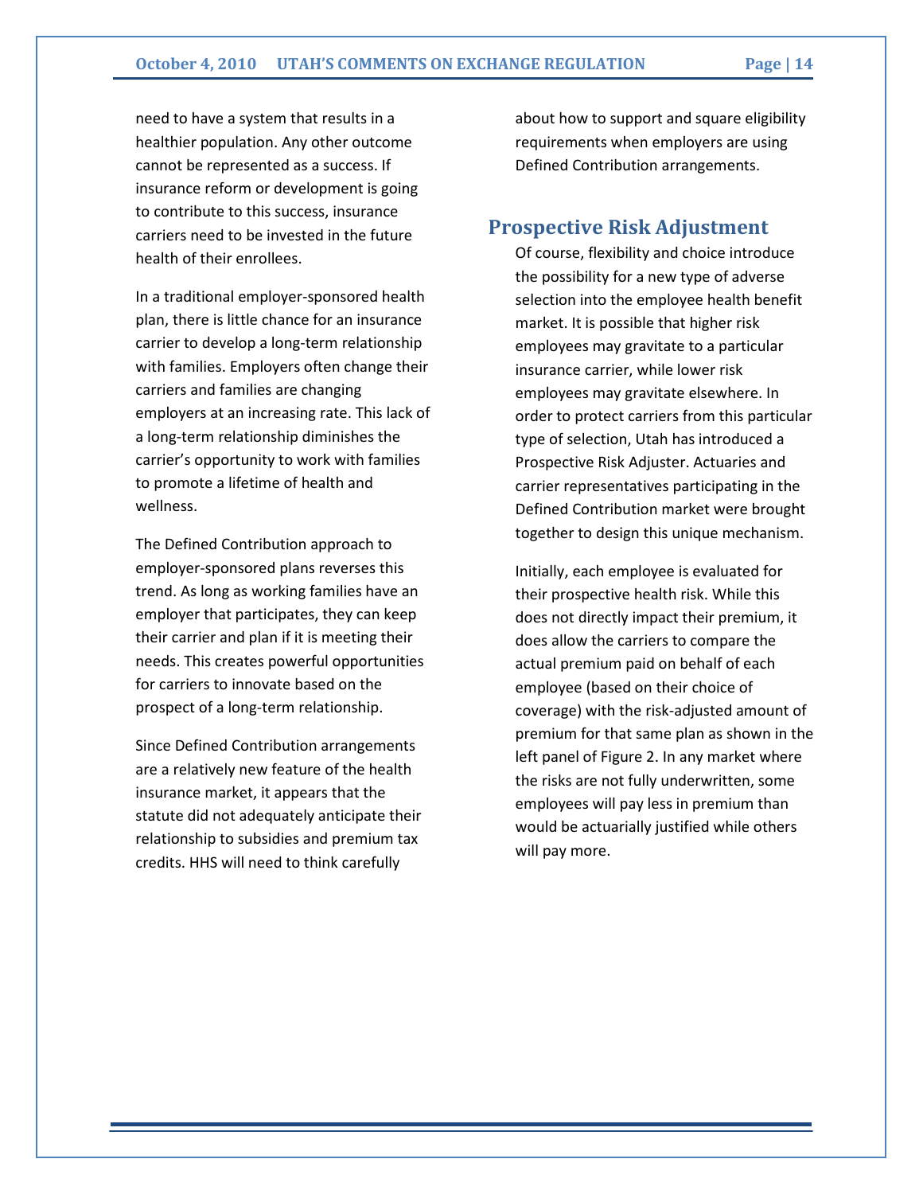need to have a system that results in a healthier population. Any other outcome cannot be represented as a success. If insurance reform or development is going to contribute to this success, insurance carriers need to be invested in the future health of their enrollees.

In a traditional employer-sponsored health plan, there is little chance for an insurance carrier to develop a long-term relationship with families. Employers often change their carriers and families are changing employers at an increasing rate. This lack of a long-term relationship diminishes the carrier's opportunity to work with families to promote a lifetime of health and wellness.

The Defined Contribution approach to employer-sponsored plans reverses this trend. As long as working families have an employer that participates, they can keep their carrier and plan if it is meeting their needs. This creates powerful opportunities for carriers to innovate based on the prospect of a long-term relationship.

Since Defined Contribution arrangements are a relatively new feature of the health insurance market, it appears that the statute did not adequately anticipate their relationship to subsidies and premium tax credits. HHS will need to think carefully about how to support and square eligibility requirements when employers are using Defined Contribution arrangements.

## Prospective Risk Adjustment

Of course, flexibility and choice introduce the possibility for a new type of adverse selection into the employee health benefit market. It is possible that higher risk employees may gravitate to a particular insurance carrier, while lower risk employees may gravitate elsewhere. In order to protect carriers from this particular type of selection, Utah has introduced a Prospective Risk Adjuster. Actuaries and carrier representatives participating in the Defined Contribution market were brought together to design this unique mechanism.

Initially, each employee is evaluated for their prospective health risk. While this does not directly impact their premium, it does allow the carriers to compare the actual premium paid on behalf of each employee (based on their choice of coverage) with the risk-adjusted amount of premium for that same plan as shown in the left panel of Figure 2. In any market where the risks are not fully underwritten, some employees will pay less in premium than would be actuarially justified while others will pay more.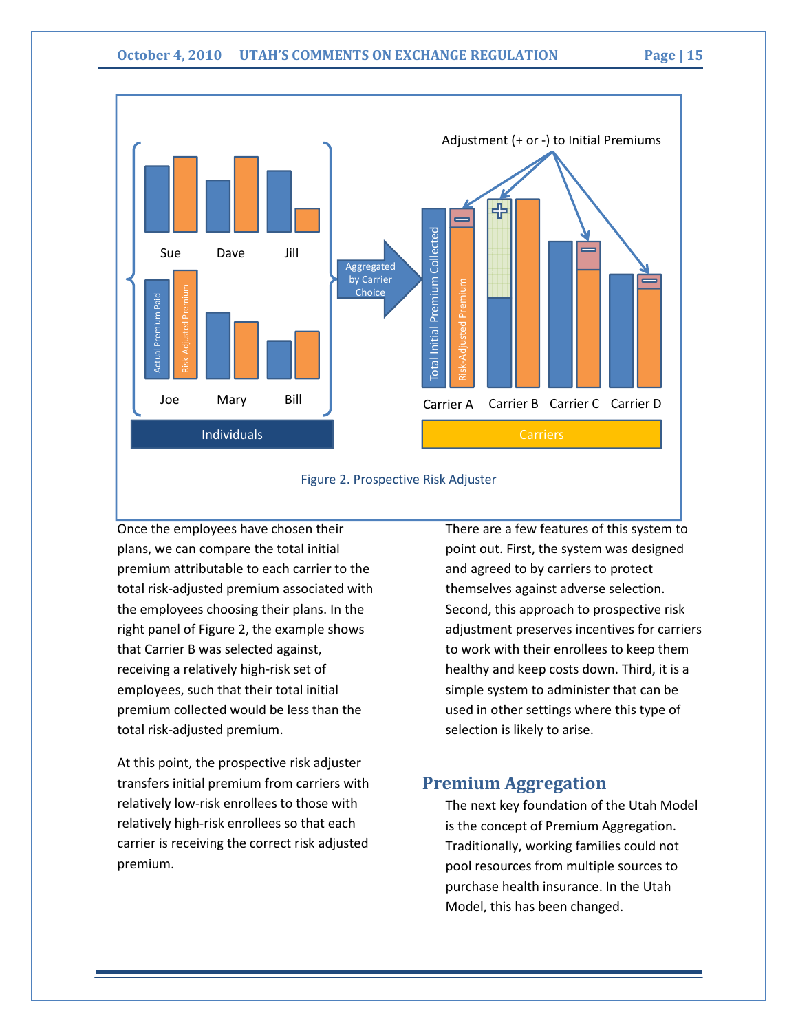Figure 2. Prospective Risk Adjuster

Once the employees have chosen their plans, we can compare the total initial premium attributable to each carrier to the total risk-adjusted premium associated with the employees choosing their plans. In the right panel of Figure 2, the example shows that Carrier B was selected against, receiving a relatively high-risk set of employees, such that their total initial premium collected would be less than the total risk-adjusted premium.

At this point, the prospective risk adjuster transfers initial premium from carriers with relatively low-risk enrollees to those with relatively high-risk enrollees so that each carrier is receiving the correct risk adjusted premium.

There are a few features of this system to point out. First, the system was designed and agreed to by carriers to protect themselves against adverse selection. Second, this approach to prospective risk adjustment preserves incentives for carriers to work with their enrollees to keep them healthy and keep costs down. Third, it is a simple system to administer that can be used in other settings where this type of selection is likely to arise.

## Premium Aggregation

The next key foundation of the Utah Model is the concept of Premium Aggregation. Traditionally, working families could not pool resources from multiple sources to purchase health insurance. In the Utah Model, this has been changed.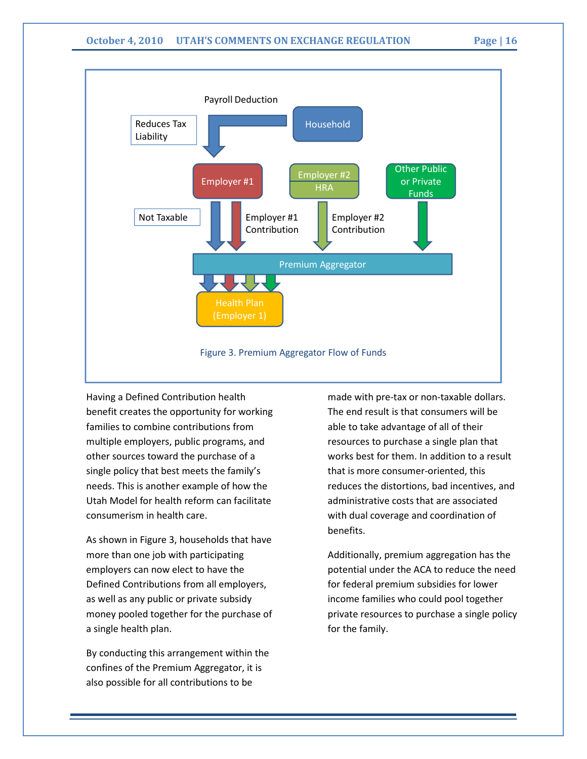Figure 3. Premium Aggregator Flow of Funds

Having a Defined Contribution health benefit creates the opportunity for working families to combine contributions from multiple employers, public programs, and other sources toward the purchase of a single policy that best meets the family's needs. This is another example of how the Utah Model for health reform can facilitate consumerism in health care.

As shown in Figure 3, households that have more than one job with participating employers can now elect to have the Defined Contributions from all employers, as well as any public or private subsidy money pooled together for the purchase of a single health plan.

By conducting this arrangement within the confines of the Premium Aggregator, it is also possible for all contributions to be made with pre-tax or non-taxable dollars. The end result is that consumers will be able to take advantage of all of their resources to purchase a single plan that works best for them. In addition to a result that is more consumer-oriented, this reduces the distortions, bad incentives, and administrative costs that are associated with dual coverage and coordination of benefits.

Additionally, premium aggregation has the potential under the ACA to reduce the need for federal premium subsidies for lower income families who could pool together private resources to purchase a single policy for the family.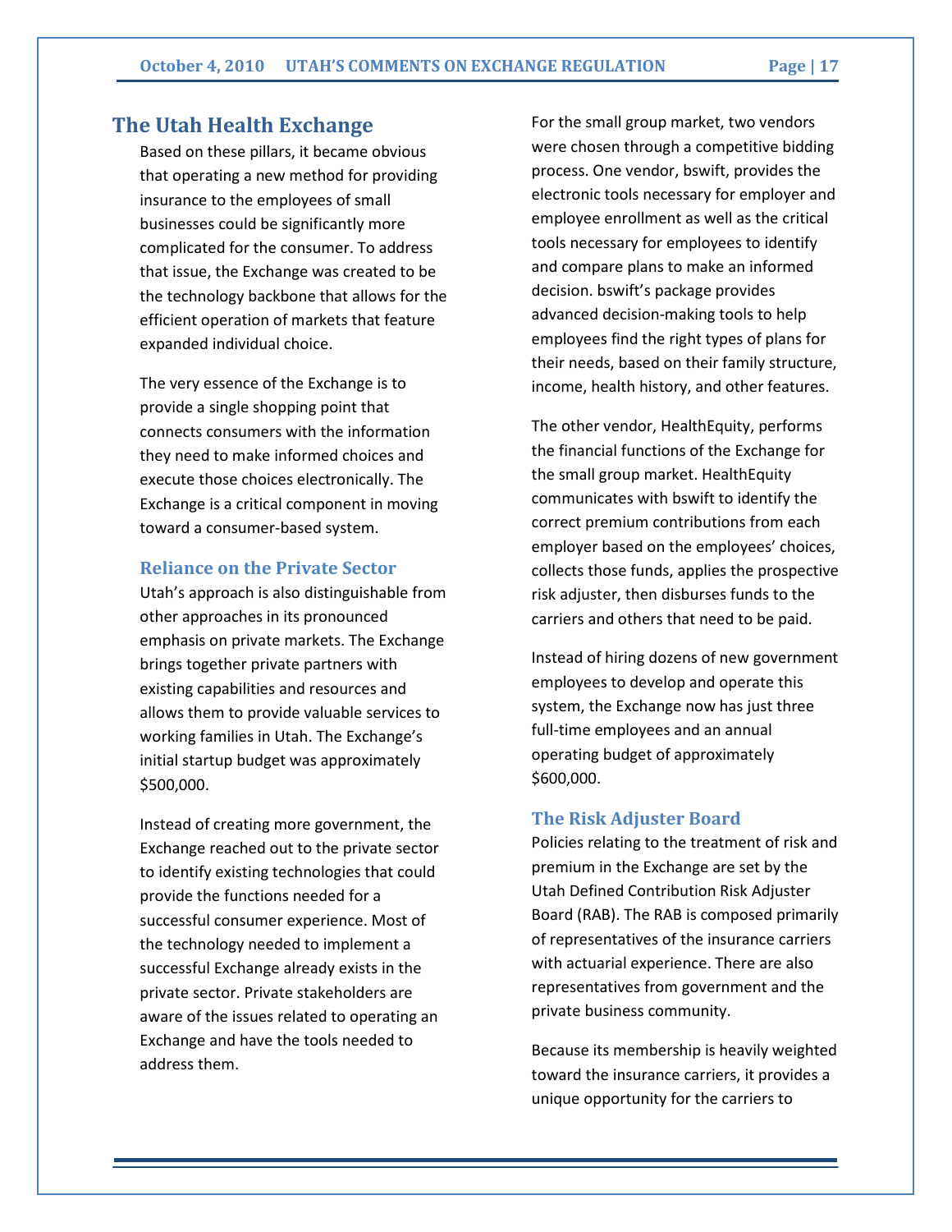## The Utah Health Exchange

Based on these pillars, it became obvious that operating a new method for providing insurance to the employees of small businesses could be significantly more complicated for the consumer. To address that issue, the Exchange was created to be the technology backbone that allows for the efficient operation of markets that feature expanded individual choice.

The very essence of the Exchange is to provide a single shopping point that connects consumers with the information they need to make informed choices and execute those choices electronically. The Exchange is a critical component in moving toward a consumer-based system.

### Reliance on the Private Sector

Utah's approach is also distinguishable from other approaches in its pronounced emphasis on private markets. The Exchange brings together private partners with existing capabilities and resources and allows them to provide valuable services to working families in Utah. The Exchange's initial startup budget was approximately $500,000.

Instead of creating more government, the Exchange reached out to the private sector to identify existing technologies that could provide the functions needed for a successful consumer experience. Most of the technology needed to implement a successful Exchange already exists in the private sector. Private stakeholders are aware of the issues related to operating an Exchange and have the tools needed to address them.

For the small group market, two vendors were chosen through a competitive bidding process. One vendor, bswift, provides the electronic tools necessary for employer and employee enrollment as well as the critical tools necessary for employees to identify and compare plans to make an informed decision. bswift's package provides advanced decision-making tools to help employees find the right types of plans for their needs, based on their family structure, income, health history, and other features.

The other vendor, HealthEquity, performs the financial functions of the Exchange for the small group market. HealthEquity communicates with bswift to identify the correct premium contributions from each employer based on the employees' choices, collects those funds, applies the prospective risk adjuster, then disburses funds to the carriers and others that need to be paid.

Instead of hiring dozens of new government employees to develop and operate this system, the Exchange now has just three full-time employees and an annual operating budget of approximately $600,000.

### The Risk Adjuster Board

Policies relating to the treatment of risk and premium in the Exchange are set by the Utah Defined Contribution Risk Adjuster Board (RAB). The RAB is composed primarily of representatives of the insurance carriers with actuarial experience. There are also representatives from government and the private business community.

Because its membership is heavily weighted toward the insurance carriers, it provides a unique opportunity for the carriers to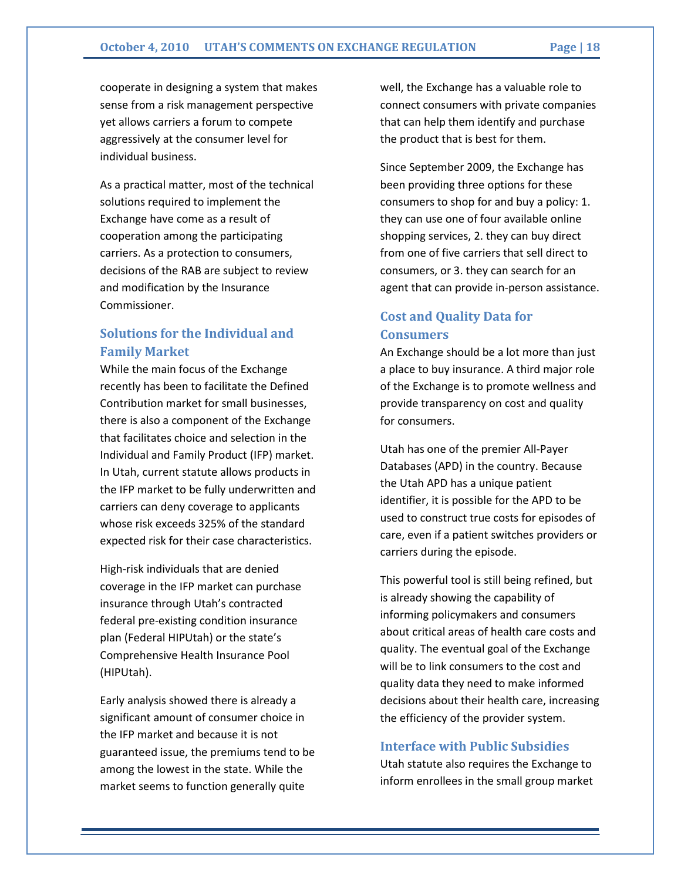cooperate in designing a system that makes sense from a risk management perspective yet allows carriers a forum to compete aggressively at the consumer level for individual business.

As a practical matter, most of the technical solutions required to implement the Exchange have come as a result of cooperation among the participating carriers. As a protection to consumers, decisions of the RAB are subject to review and modification by the Insurance Commissioner.

## Solutions for the Individual and Family Market

While the main focus of the Exchange recently has been to facilitate the Defined Contribution market for small businesses, there is also a component of the Exchange that facilitates choice and selection in the Individual and Family Product (IFP) market. In Utah, current statute allows products in the IFP market to be fully underwritten and carriers can deny coverage to applicants whose risk exceeds 325% of the standard expected risk for their case characteristics.

High-risk individuals that are denied coverage in the IFP market can purchase insurance through Utah's contracted federal pre-existing condition insurance plan (Federal HIPUtah) or the state's Comprehensive Health Insurance Pool (HIPUtah).

Early analysis showed there is already a significant amount of consumer choice in the IFP market and because it is not guaranteed issue, the premiums tend to be among the lowest in the state. While the market seems to function generally quite well, the Exchange has a valuable role to connect consumers with private companies that can help them identify and purchase the product that is best for them.

Since September 2009, the Exchange has been providing three options for these consumers to shop for and buy a policy: 1. they can use one of four available online shopping services, 2. they can buy direct from one of five carriers that sell direct to consumers, or 3. they can search for an agent that can provide in-person assistance.

## Cost and Quality Data for Consumers

An Exchange should be a lot more than just a place to buy insurance. A third major role of the Exchange is to promote wellness and provide transparency on cost and quality for consumers.

Utah has one of the premier All-Payer Databases (APD) in the country. Because the Utah APD has a unique patient identifier, it is possible for the APD to be used to construct true costs for episodes of care, even if a patient switches providers or carriers during the episode.

This powerful tool is still being refined, but is already showing the capability of informing policymakers and consumers about critical areas of health care costs and quality. The eventual goal of the Exchange will be to link consumers to the cost and quality data they need to make informed decisions about their health care, increasing the efficiency of the provider system.

## Interface with Public Subsidies

Utah statute also requires the Exchange to inform enrollees in the small group market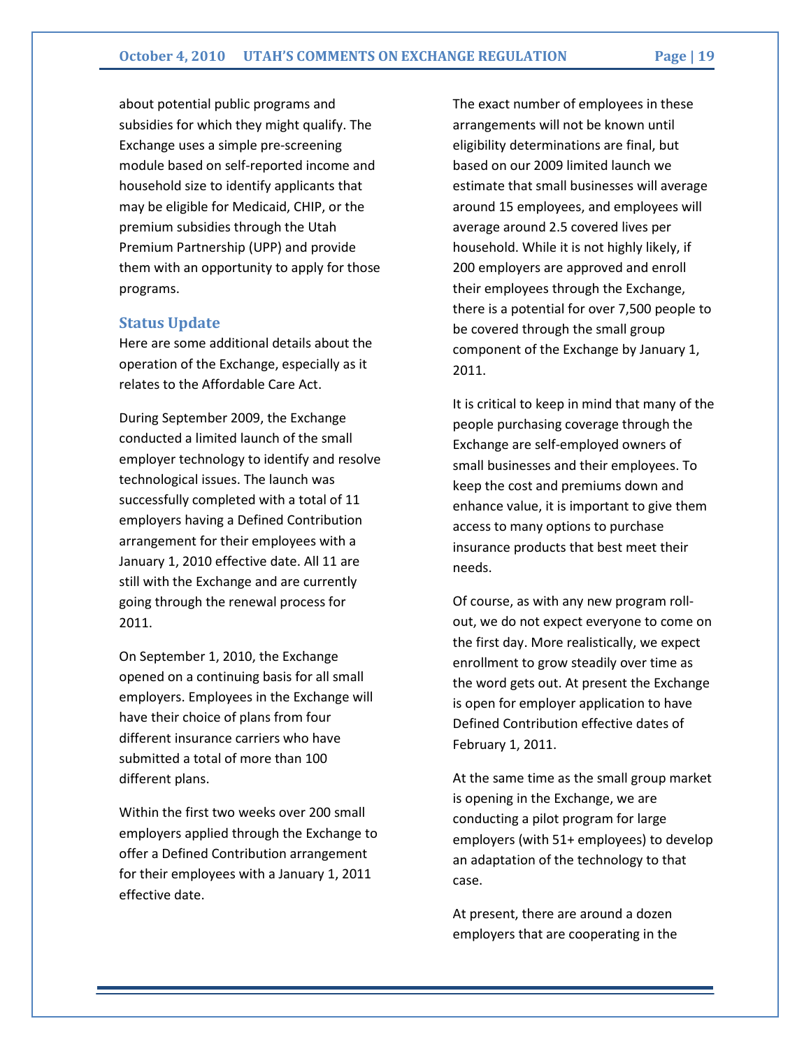about potential public programs and subsidies for which they might qualify. The Exchange uses a simple pre-screening module based on self-reported income and household size to identify applicants that may be eligible for Medicaid, CHIP, or the premium subsidies through the Utah Premium Partnership (UPP) and provide them with an opportunity to apply for those programs.

## Status Update

Here are some additional details about the operation of the Exchange, especially as it relates to the Affordable Care Act.

During September 2009, the Exchange conducted a limited launch of the small employer technology to identify and resolve technological issues. The launch was successfully completed with a total of 11 employers having a Defined Contribution arrangement for their employees with a January 1, 2010 effective date. All 11 are still with the Exchange and are currently going through the renewal process for 2011.

On September 1, 2010, the Exchange opened on a continuing basis for all small employers. Employees in the Exchange will have their choice of plans from four different insurance carriers who have submitted a total of more than 100 different plans.

Within the first two weeks over 200 small employers applied through the Exchange to offer a Defined Contribution arrangement for their employees with a January 1, 2011 effective date.

The exact number of employees in these arrangements will not be known until eligibility determinations are final, but based on our 2009 limited launch we estimate that small businesses will average around 15 employees, and employees will average around 2.5 covered lives per household. While it is not highly likely, if 200 employers are approved and enroll their employees through the Exchange, there is a potential for over 7,500 people to be covered through the small group component of the Exchange by January 1, 2011.

It is critical to keep in mind that many of the people purchasing coverage through the Exchange are self-employed owners of small businesses and their employees. To keep the cost and premiums down and enhance value, it is important to give them access to many options to purchase insurance products that best meet their needs.

Of course, as with any new program roll-out, we do not expect everyone to come on the first day. More realistically, we expect enrollment to grow steadily over time as the word gets out. At present the Exchange is open for employer application to have Defined Contribution effective dates of February 1, 2011.

At the same time as the small group market is opening in the Exchange, we are conducting a pilot program for large employers (with 51+ employees) to develop an adaptation of the technology to that case.

At present, there are around a dozen employers that are cooperating in the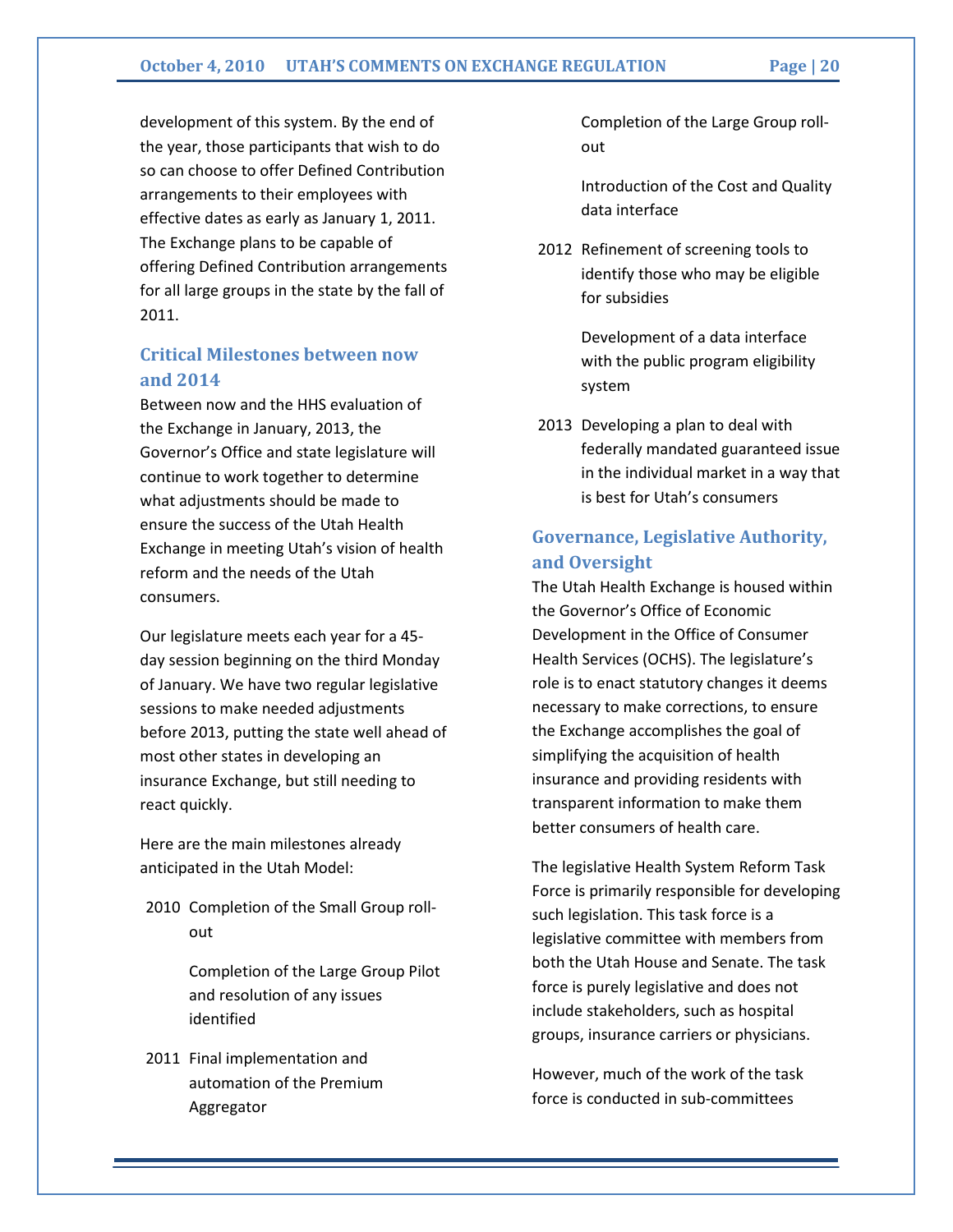development of this system. By the end of the year, those participants that wish to do so can choose to offer Defined Contribution arrangements to their employees with effective dates as early as January 1, 2011. The Exchange plans to be capable of offering Defined Contribution arrangements for all large groups in the state by the fall of 2011.

## Critical Milestones between now and 2014

Between now and the HHS evaluation of the Exchange in January, 2013, the Governor's Office and state legislature will continue to work together to determine what adjustments should be made to ensure the success of the Utah Health Exchange in meeting Utah's vision of health reform and the needs of the Utah consumers.

Our legislature meets each year for a 45-day session beginning on the third Monday of January. We have two regular legislative sessions to make needed adjustments before 2013, putting the state well ahead of most other states in developing an insurance Exchange, but still needing to react quickly.

Here are the main milestones already anticipated in the Utah Model:

- **2010**
  - Completion of the Small Group roll-out
  - Completion of the Large Group Pilot and resolution of any issues identified
- **2011**
  - Final implementation and automation of the Premium Aggregator
  - Completion of the Large Group roll-out
  - Introduction of the Cost and Quality data interface
- **2012**
  - Refinement of screening tools to identify those who may be eligible for subsidies
  - Development of a data interface with the public program eligibility system
- **2013**
  - Developing a plan to deal with federally mandated guaranteed issue in the individual market in a way that is best for Utah's consumers

## Governance, Legislative Authority, and Oversight

The Utah Health Exchange is housed within the Governor's Office of Economic Development in the Office of Consumer Health Services (OCHS). The legislature's role is to enact statutory changes it deems necessary to make corrections, to ensure the Exchange accomplishes the goal of simplifying the acquisition of health insurance and providing residents with transparent information to make them better consumers of health care.

The legislative Health System Reform Task Force is primarily responsible for developing such legislation. This task force is a legislative committee with members from both the Utah House and Senate. The task force is purely legislative and does not include stakeholders, such as hospital groups, insurance carriers or physicians.

However, much of the work of the task force is conducted in sub-committees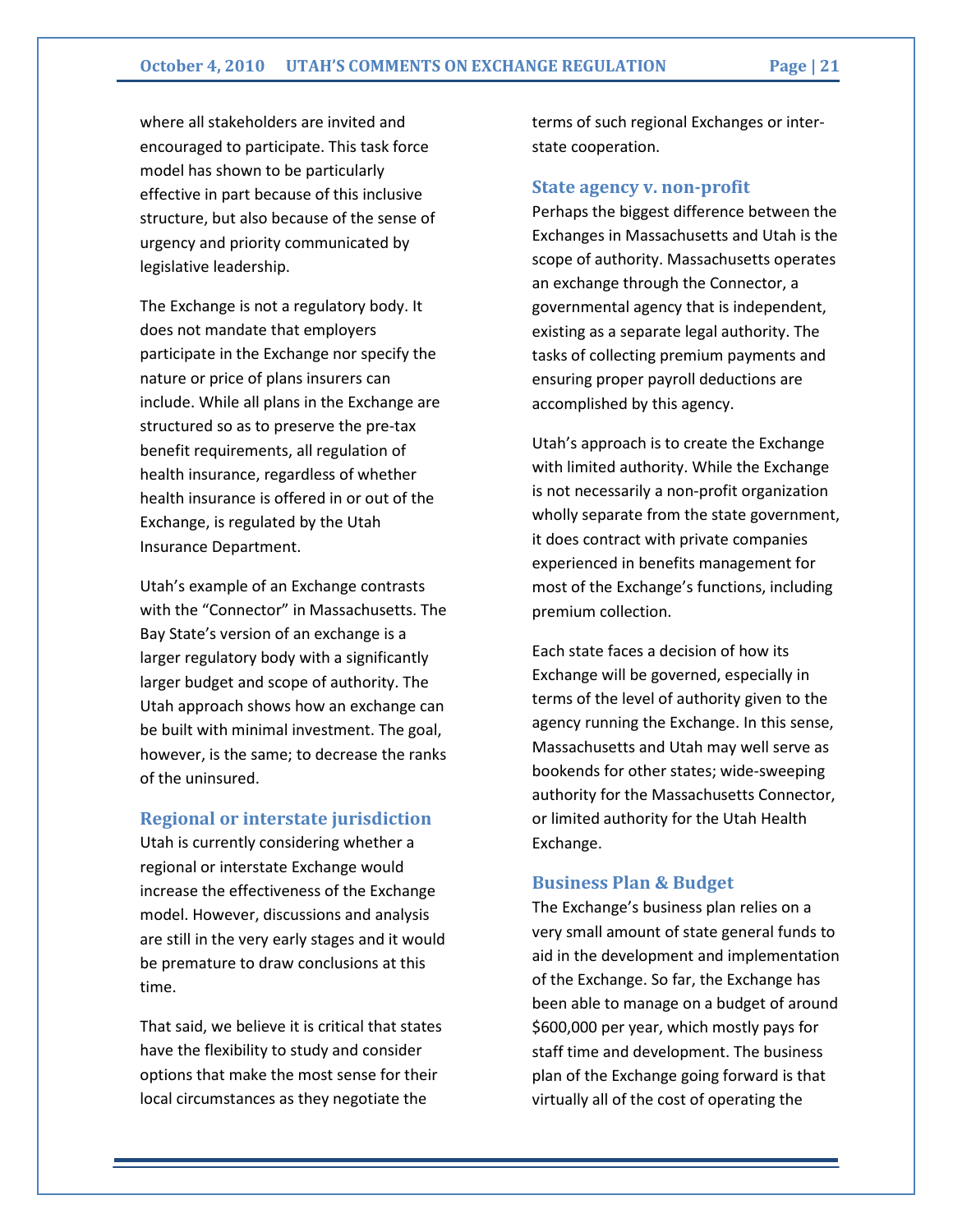where all stakeholders are invited and encouraged to participate. This task force model has shown to be particularly effective in part because of this inclusive structure, but also because of the sense of urgency and priority communicated by legislative leadership.

The Exchange is not a regulatory body. It does not mandate that employers participate in the Exchange nor specify the nature or price of plans insurers can include. While all plans in the Exchange are structured so as to preserve the pre-tax benefit requirements, all regulation of health insurance, regardless of whether health insurance is offered in or out of the Exchange, is regulated by the Utah Insurance Department.

Utah's example of an Exchange contrasts with the "Connector" in Massachusetts. The Bay State's version of an exchange is a larger regulatory body with a significantly larger budget and scope of authority. The Utah approach shows how an exchange can be built with minimal investment. The goal, however, is the same; to decrease the ranks of the uninsured.

### Regional or interstate jurisdiction

Utah is currently considering whether a regional or interstate Exchange would increase the effectiveness of the Exchange model. However, discussions and analysis are still in the very early stages and it would be premature to draw conclusions at this time.

That said, we believe it is critical that states have the flexibility to study and consider options that make the most sense for their local circumstances as they negotiate the terms of such regional Exchanges or inter-state cooperation.

### State agency v. non-profit

Perhaps the biggest difference between the Exchanges in Massachusetts and Utah is the scope of authority. Massachusetts operates an exchange through the Connector, a governmental agency that is independent, existing as a separate legal authority. The tasks of collecting premium payments and ensuring proper payroll deductions are accomplished by this agency.

Utah's approach is to create the Exchange with limited authority. While the Exchange is not necessarily a non-profit organization wholly separate from the state government, it does contract with private companies experienced in benefits management for most of the Exchange's functions, including premium collection.

Each state faces a decision of how its Exchange will be governed, especially in terms of the level of authority given to the agency running the Exchange. In this sense, Massachusetts and Utah may well serve as bookends for other states; wide-sweeping authority for the Massachusetts Connector, or limited authority for the Utah Health Exchange.

### Business Plan & Budget

The Exchange's business plan relies on a very small amount of state general funds to aid in the development and implementation of the Exchange. So far, the Exchange has been able to manage on a budget of around $600,000 per year, which mostly pays for staff time and development. The business plan of the Exchange going forward is that virtually all of the cost of operating the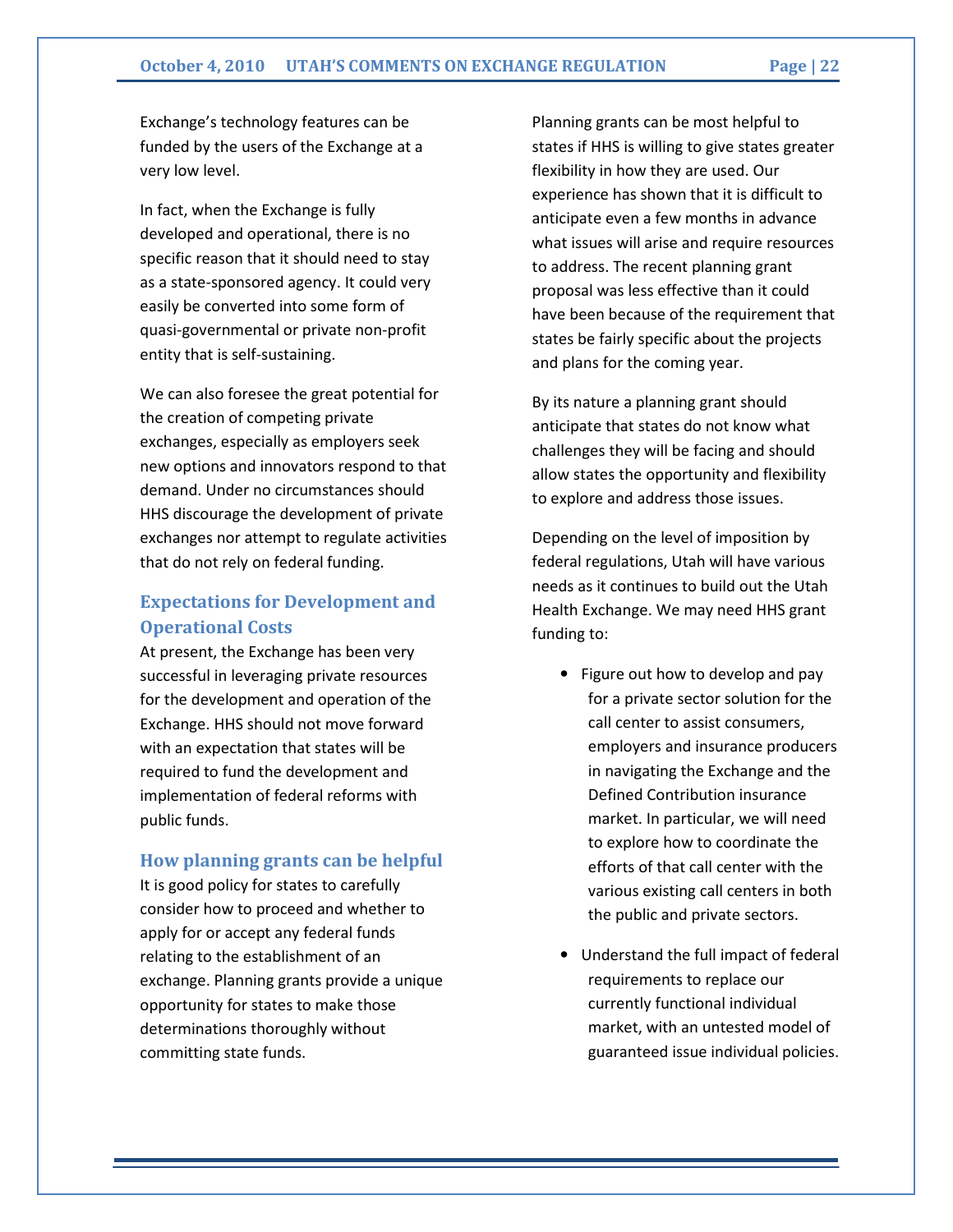Exchange's technology features can be funded by the users of the Exchange at a very low level.

In fact, when the Exchange is fully developed and operational, there is no specific reason that it should need to stay as a state-sponsored agency. It could very easily be converted into some form of quasi-governmental or private non-profit entity that is self-sustaining.

We can also foresee the great potential for the creation of competing private exchanges, especially as employers seek new options and innovators respond to that demand. Under no circumstances should HHS discourage the development of private exchanges nor attempt to regulate activities that do not rely on federal funding.

## Expectations for Development and Operational Costs

At present, the Exchange has been very successful in leveraging private resources for the development and operation of the Exchange. HHS should not move forward with an expectation that states will be required to fund the development and implementation of federal reforms with public funds.

### How planning grants can be helpful

It is good policy for states to carefully consider how to proceed and whether to apply for or accept any federal funds relating to the establishment of an exchange. Planning grants provide a unique opportunity for states to make those determinations thoroughly without committing state funds.

Planning grants can be most helpful to states if HHS is willing to give states greater flexibility in how they are used. Our experience has shown that it is difficult to anticipate even a few months in advance what issues will arise and require resources to address. The recent planning grant proposal was less effective than it could have been because of the requirement that states be fairly specific about the projects and plans for the coming year.

By its nature a planning grant should anticipate that states do not know what challenges they will be facing and should allow states the opportunity and flexibility to explore and address those issues.

Depending on the level of imposition by federal regulations, Utah will have various needs as it continues to build out the Utah Health Exchange. We may need HHS grant funding to:

- Figure out how to develop and pay for a private sector solution for the call center to assist consumers, employers and insurance producers in navigating the Exchange and the Defined Contribution insurance market. In particular, we will need to explore how to coordinate the efforts of that call center with the various existing call centers in both the public and private sectors.
- Understand the full impact of federal requirements to replace our currently functional individual market, with an untested model of guaranteed issue individual policies.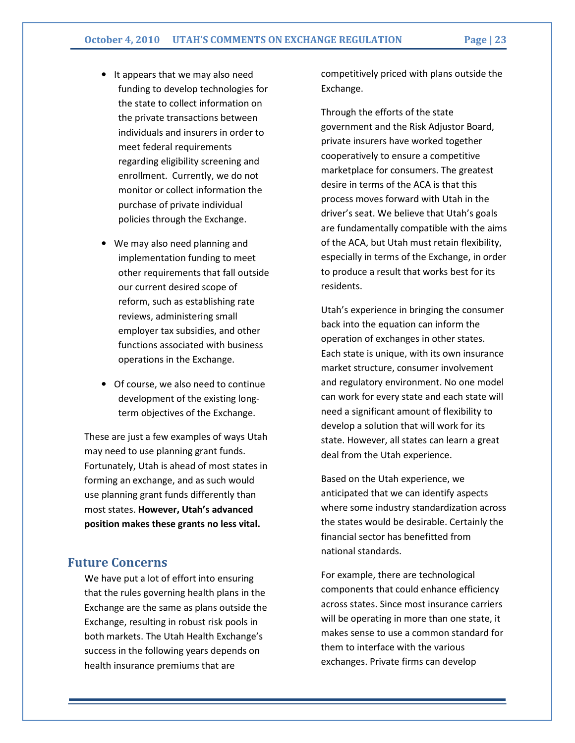- It appears that we may also need funding to develop technologies for the state to collect information on the private transactions between individuals and insurers in order to meet federal requirements regarding eligibility screening and enrollment. Currently, we do not monitor or collect information the purchase of private individual policies through the Exchange.

- We may also need planning and implementation funding to meet other requirements that fall outside our current desired scope of reform, such as establishing rate reviews, administering small employer tax subsidies, and other functions associated with business operations in the Exchange.

- Of course, we also need to continue development of the existing long-term objectives of the Exchange.

These are just a few examples of ways Utah may need to use planning grant funds. Fortunately, Utah is ahead of most states in forming an exchange, and as such would use planning grant funds differently than most states. **However, Utah's advanced position makes these grants no less vital.**

## Future Concerns

We have put a lot of effort into ensuring that the rules governing health plans in the Exchange are the same as plans outside the Exchange, resulting in robust risk pools in both markets. The Utah Health Exchange's success in the following years depends on health insurance premiums that are competitively priced with plans outside the Exchange.

Through the efforts of the state government and the Risk Adjustor Board, private insurers have worked together cooperatively to ensure a competitive marketplace for consumers. The greatest desire in terms of the ACA is that this process moves forward with Utah in the driver's seat. We believe that Utah's goals are fundamentally compatible with the aims of the ACA, but Utah must retain flexibility, especially in terms of the Exchange, in order to produce a result that works best for its residents.

Utah's experience in bringing the consumer back into the equation can inform the operation of exchanges in other states. Each state is unique, with its own insurance market structure, consumer involvement and regulatory environment. No one model can work for every state and each state will need a significant amount of flexibility to develop a solution that will work for its state. However, all states can learn a great deal from the Utah experience.

Based on the Utah experience, we anticipated that we can identify aspects where some industry standardization across the states would be desirable. Certainly the financial sector has benefitted from national standards.

For example, there are technological components that could enhance efficiency across states. Since most insurance carriers will be operating in more than one state, it makes sense to use a common standard for them to interface with the various exchanges. Private firms can develop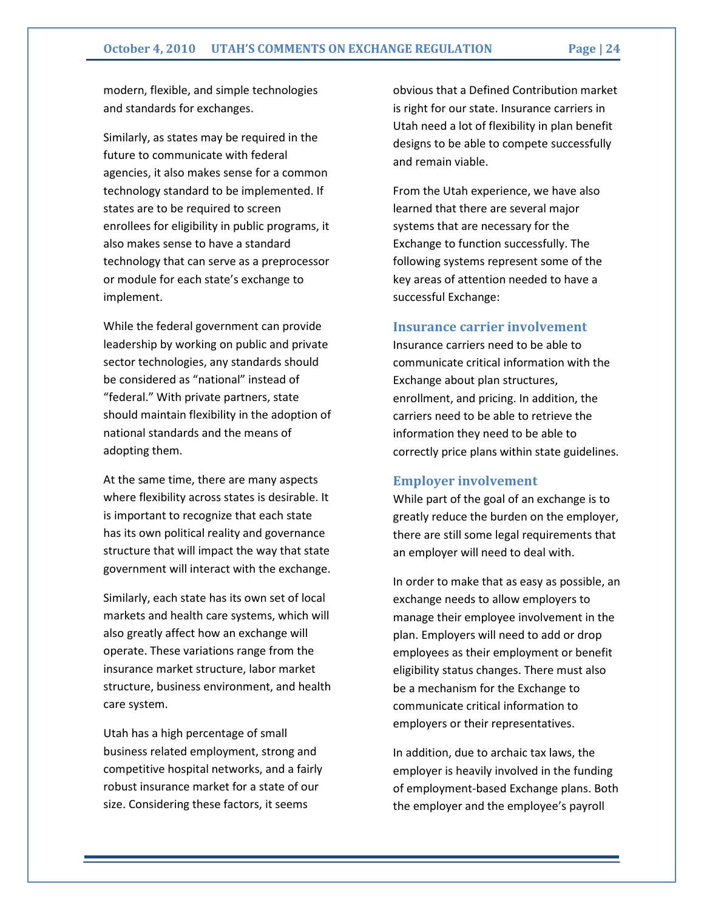modern, flexible, and simple technologies and standards for exchanges.

Similarly, as states may be required in the future to communicate with federal agencies, it also makes sense for a common technology standard to be implemented. If states are to be required to screen enrollees for eligibility in public programs, it also makes sense to have a standard technology that can serve as a preprocessor or module for each state's exchange to implement.

While the federal government can provide leadership by working on public and private sector technologies, any standards should be considered as "national" instead of "federal." With private partners, state should maintain flexibility in the adoption of national standards and the means of adopting them.

At the same time, there are many aspects where flexibility across states is desirable. It is important to recognize that each state has its own political reality and governance structure that will impact the way that state government will interact with the exchange.

Similarly, each state has its own set of local markets and health care systems, which will also greatly affect how an exchange will operate. These variations range from the insurance market structure, labor market structure, business environment, and health care system.

Utah has a high percentage of small business related employment, strong and competitive hospital networks, and a fairly robust insurance market for a state of our size. Considering these factors, it seems obvious that a Defined Contribution market is right for our state. Insurance carriers in Utah need a lot of flexibility in plan benefit designs to be able to compete successfully and remain viable.

From the Utah experience, we have also learned that there are several major systems that are necessary for the Exchange to function successfully. The following systems represent some of the key areas of attention needed to have a successful Exchange:

### Insurance carrier involvement

Insurance carriers need to be able to communicate critical information with the Exchange about plan structures, enrollment, and pricing. In addition, the carriers need to be able to retrieve the information they need to be able to correctly price plans within state guidelines.

### Employer involvement

While part of the goal of an exchange is to greatly reduce the burden on the employer, there are still some legal requirements that an employer will need to deal with.

In order to make that as easy as possible, an exchange needs to allow employers to manage their employee involvement in the plan. Employers will need to add or drop employees as their employment or benefit eligibility status changes. There must also be a mechanism for the Exchange to communicate critical information to employers or their representatives.

In addition, due to archaic tax laws, the employer is heavily involved in the funding of employment-based Exchange plans. Both the employer and the employee's payroll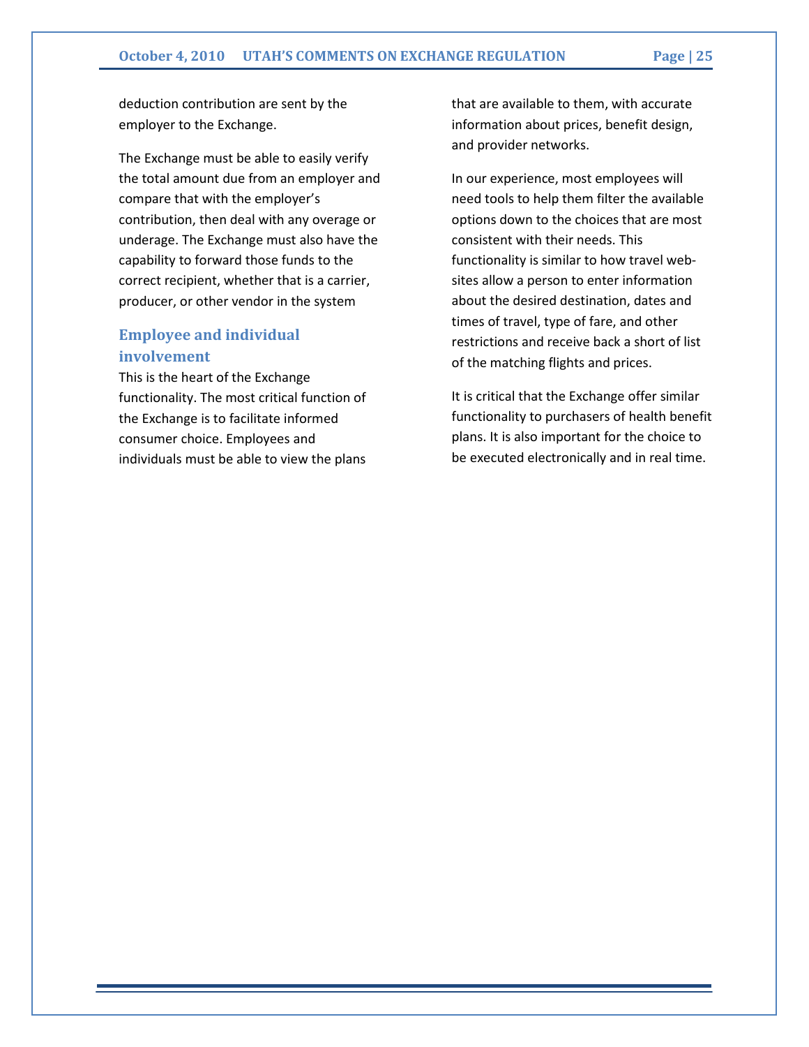deduction contribution are sent by the employer to the Exchange.

The Exchange must be able to easily verify the total amount due from an employer and compare that with the employer's contribution, then deal with any overage or underage. The Exchange must also have the capability to forward those funds to the correct recipient, whether that is a carrier, producer, or other vendor in the system

### Employee and individual involvement

This is the heart of the Exchange functionality. The most critical function of the Exchange is to facilitate informed consumer choice. Employees and individuals must be able to view the plans that are available to them, with accurate information about prices, benefit design, and provider networks.

In our experience, most employees will need tools to help them filter the available options down to the choices that are most consistent with their needs. This functionality is similar to how travel web-sites allow a person to enter information about the desired destination, dates and times of travel, type of fare, and other restrictions and receive back a short of list of the matching flights and prices.

It is critical that the Exchange offer similar functionality to purchasers of health benefit plans. It is also important for the choice to be executed electronically and in real time.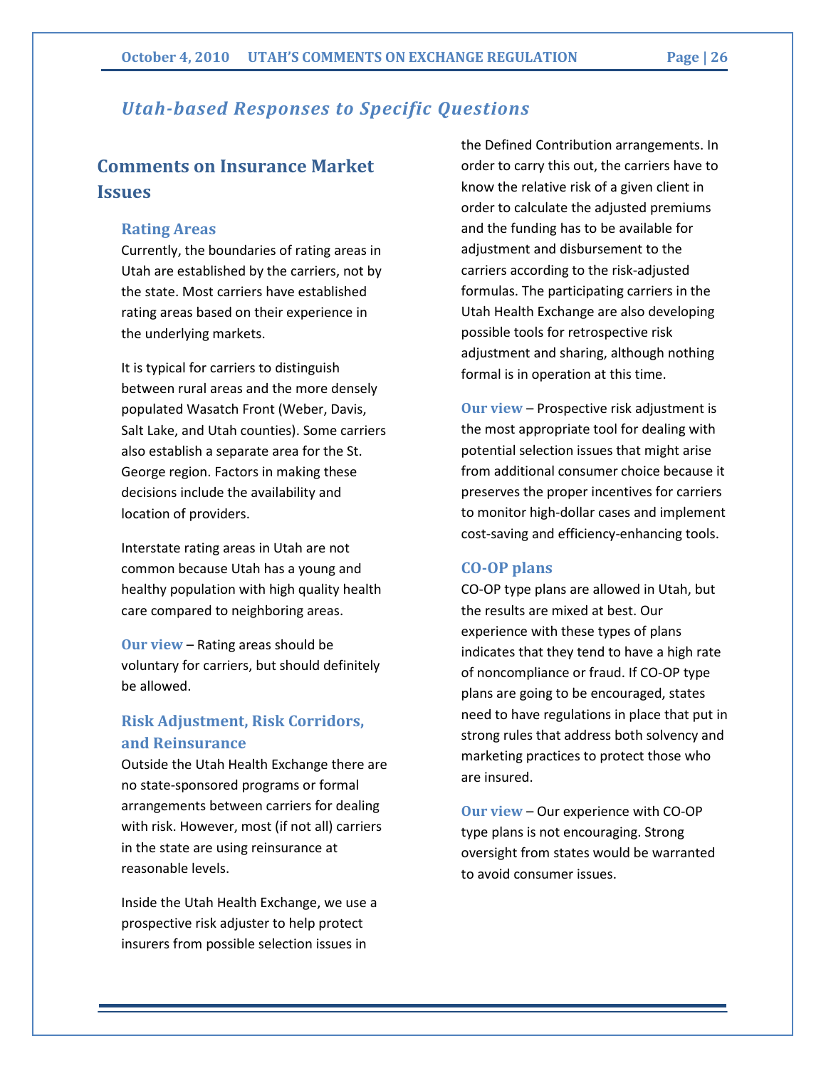## Utah-based Responses to Specific Questions

# Comments on Insurance Market Issues

### Rating Areas

Currently, the boundaries of rating areas in Utah are established by the carriers, not by the state. Most carriers have established rating areas based on their experience in the underlying markets.

It is typical for carriers to distinguish between rural areas and the more densely populated Wasatch Front (Weber, Davis, Salt Lake, and Utah counties). Some carriers also establish a separate area for the St. George region. Factors in making these decisions include the availability and location of providers.

Interstate rating areas in Utah are not common because Utah has a young and healthy population with high quality health care compared to neighboring areas.

**Our view** – Rating areas should be voluntary for carriers, but should definitely be allowed.

### Risk Adjustment, Risk Corridors, and Reinsurance

Outside the Utah Health Exchange there are no state-sponsored programs or formal arrangements between carriers for dealing with risk. However, most (if not all) carriers in the state are using reinsurance at reasonable levels.

Inside the Utah Health Exchange, we use a prospective risk adjuster to help protect insurers from possible selection issues in the Defined Contribution arrangements. In order to carry this out, the carriers have to know the relative risk of a given client in order to calculate the adjusted premiums and the funding has to be available for adjustment and disbursement to the carriers according to the risk-adjusted formulas. The participating carriers in the Utah Health Exchange are also developing possible tools for retrospective risk adjustment and sharing, although nothing formal is in operation at this time.

**Our view** – Prospective risk adjustment is the most appropriate tool for dealing with potential selection issues that might arise from additional consumer choice because it preserves the proper incentives for carriers to monitor high-dollar cases and implement cost-saving and efficiency-enhancing tools.

### CO-OP plans

CO-OP type plans are allowed in Utah, but the results are mixed at best. Our experience with these types of plans indicates that they tend to have a high rate of noncompliance or fraud. If CO-OP type plans are going to be encouraged, states need to have regulations in place that put in strong rules that address both solvency and marketing practices to protect those who are insured.

**Our view** – Our experience with CO-OP type plans is not encouraging. Strong oversight from states would be warranted to avoid consumer issues.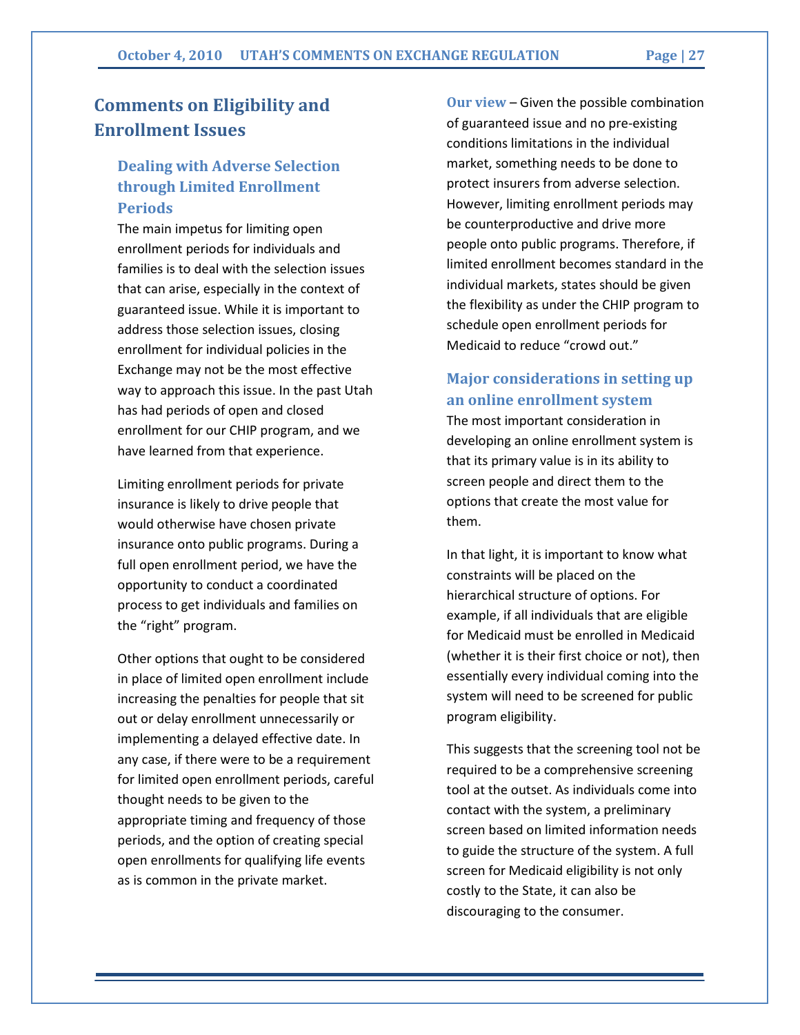## Comments on Eligibility and Enrollment Issues

### Dealing with Adverse Selection through Limited Enrollment Periods

The main impetus for limiting open enrollment periods for individuals and families is to deal with the selection issues that can arise, especially in the context of guaranteed issue. While it is important to address those selection issues, closing enrollment for individual policies in the Exchange may not be the most effective way to approach this issue. In the past Utah has had periods of open and closed enrollment for our CHIP program, and we have learned from that experience.

Limiting enrollment periods for private insurance is likely to drive people that would otherwise have chosen private insurance onto public programs. During a full open enrollment period, we have the opportunity to conduct a coordinated process to get individuals and families on the "right" program.

Other options that ought to be considered in place of limited open enrollment include increasing the penalties for people that sit out or delay enrollment unnecessarily or implementing a delayed effective date. In any case, if there were to be a requirement for limited open enrollment periods, careful thought needs to be given to the appropriate timing and frequency of those periods, and the option of creating special open enrollments for qualifying life events as is common in the private market.

**Our view** – Given the possible combination of guaranteed issue and no pre-existing conditions limitations in the individual market, something needs to be done to protect insurers from adverse selection. However, limiting enrollment periods may be counterproductive and drive more people onto public programs. Therefore, if limited enrollment becomes standard in the individual markets, states should be given the flexibility as under the CHIP program to schedule open enrollment periods for Medicaid to reduce "crowd out."

### Major considerations in setting up an online enrollment system

The most important consideration in developing an online enrollment system is that its primary value is in its ability to screen people and direct them to the options that create the most value for them.

In that light, it is important to know what constraints will be placed on the hierarchical structure of options. For example, if all individuals that are eligible for Medicaid must be enrolled in Medicaid (whether it is their first choice or not), then essentially every individual coming into the system will need to be screened for public program eligibility.

This suggests that the screening tool not be required to be a comprehensive screening tool at the outset. As individuals come into contact with the system, a preliminary screen based on limited information needs to guide the structure of the system. A full screen for Medicaid eligibility is not only costly to the State, it can also be discouraging to the consumer.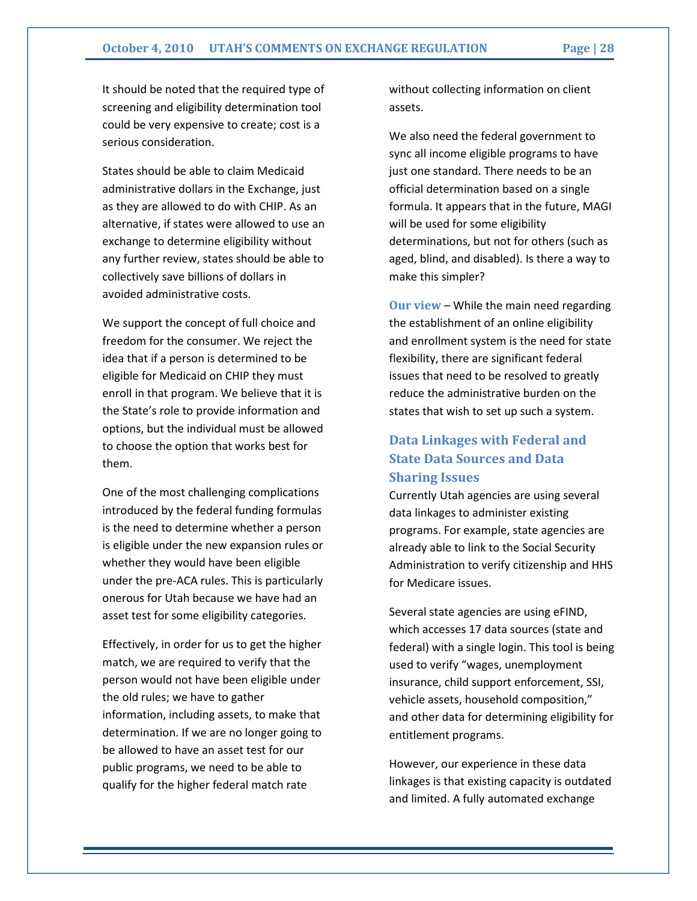It should be noted that the required type of screening and eligibility determination tool could be very expensive to create; cost is a serious consideration.

States should be able to claim Medicaid administrative dollars in the Exchange, just as they are allowed to do with CHIP. As an alternative, if states were allowed to use an exchange to determine eligibility without any further review, states should be able to collectively save billions of dollars in avoided administrative costs.

We support the concept of full choice and freedom for the consumer. We reject the idea that if a person is determined to be eligible for Medicaid on CHIP they must enroll in that program. We believe that it is the State's role to provide information and options, but the individual must be allowed to choose the option that works best for them.

One of the most challenging complications introduced by the federal funding formulas is the need to determine whether a person is eligible under the new expansion rules or whether they would have been eligible under the pre-ACA rules. This is particularly onerous for Utah because we have had an asset test for some eligibility categories.

Effectively, in order for us to get the higher match, we are required to verify that the person would not have been eligible under the old rules; we have to gather information, including assets, to make that determination. If we are no longer going to be allowed to have an asset test for our public programs, we need to be able to qualify for the higher federal match rate without collecting information on client assets.

We also need the federal government to sync all income eligible programs to have just one standard. There needs to be an official determination based on a single formula. It appears that in the future, MAGI will be used for some eligibility determinations, but not for others (such as aged, blind, and disabled). Is there a way to make this simpler?

**Our view** – While the main need regarding the establishment of an online eligibility and enrollment system is the need for state flexibility, there are significant federal issues that need to be resolved to greatly reduce the administrative burden on the states that wish to set up such a system.

## Data Linkages with Federal and State Data Sources and Data Sharing Issues

Currently Utah agencies are using several data linkages to administer existing programs. For example, state agencies are already able to link to the Social Security Administration to verify citizenship and HHS for Medicare issues.

Several state agencies are using eFIND, which accesses 17 data sources (state and federal) with a single login. This tool is being used to verify "wages, unemployment insurance, child support enforcement, SSI, vehicle assets, household composition," and other data for determining eligibility for entitlement programs.

However, our experience in these data linkages is that existing capacity is outdated and limited. A fully automated exchange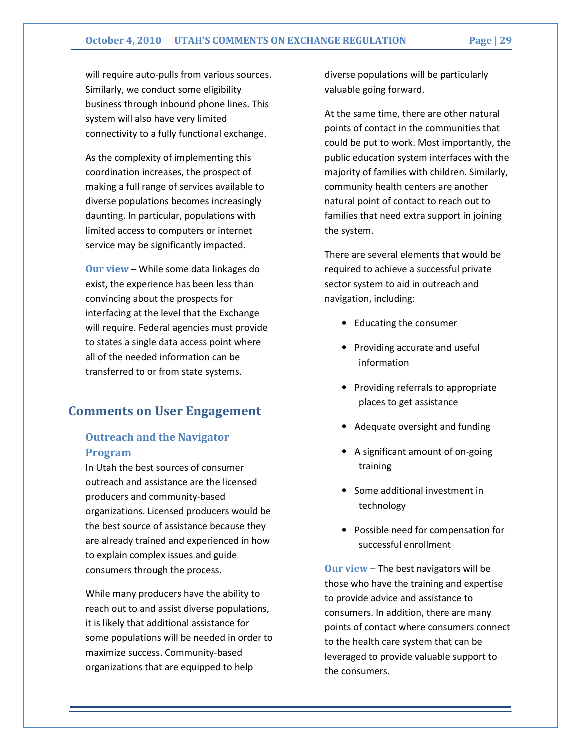will require auto-pulls from various sources. Similarly, we conduct some eligibility business through inbound phone lines. This system will also have very limited connectivity to a fully functional exchange.

As the complexity of implementing this coordination increases, the prospect of making a full range of services available to diverse populations becomes increasingly daunting. In particular, populations with limited access to computers or internet service may be significantly impacted.

**Our view** – While some data linkages do exist, the experience has been less than convincing about the prospects for interfacing at the level that the Exchange will require. Federal agencies must provide to states a single data access point where all of the needed information can be transferred to or from state systems.

## Comments on User Engagement

### Outreach and the Navigator Program

In Utah the best sources of consumer outreach and assistance are the licensed producers and community-based organizations. Licensed producers would be the best source of assistance because they are already trained and experienced in how to explain complex issues and guide consumers through the process.

While many producers have the ability to reach out to and assist diverse populations, it is likely that additional assistance for some populations will be needed in order to maximize success. Community-based organizations that are equipped to help diverse populations will be particularly valuable going forward.

At the same time, there are other natural points of contact in the communities that could be put to work. Most importantly, the public education system interfaces with the majority of families with children. Similarly, community health centers are another natural point of contact to reach out to families that need extra support in joining the system.

There are several elements that would be required to achieve a successful private sector system to aid in outreach and navigation, including:

- Educating the consumer
- Providing accurate and useful information
- Providing referrals to appropriate places to get assistance
- Adequate oversight and funding
- A significant amount of on-going training
- Some additional investment in technology
- Possible need for compensation for successful enrollment

**Our view** – The best navigators will be those who have the training and expertise to provide advice and assistance to consumers. In addition, there are many points of contact where consumers connect to the health care system that can be leveraged to provide valuable support to the consumers.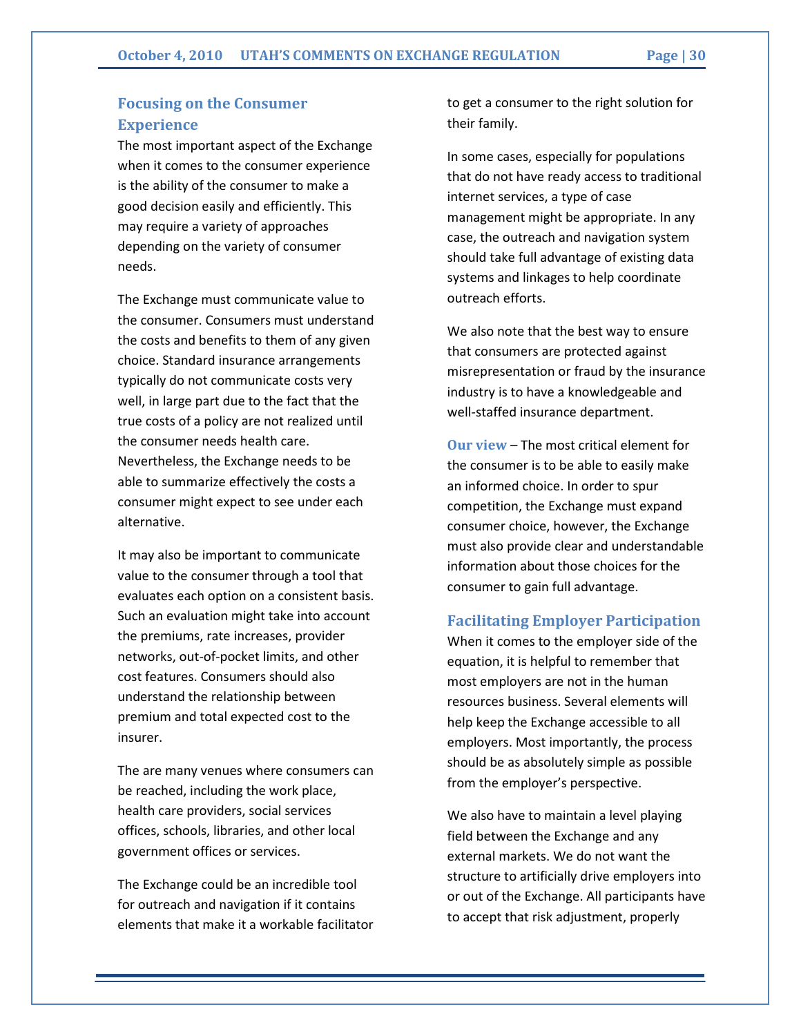## Focusing on the Consumer Experience

The most important aspect of the Exchange when it comes to the consumer experience is the ability of the consumer to make a good decision easily and efficiently. This may require a variety of approaches depending on the variety of consumer needs.

The Exchange must communicate value to the consumer. Consumers must understand the costs and benefits to them of any given choice. Standard insurance arrangements typically do not communicate costs very well, in large part due to the fact that the true costs of a policy are not realized until the consumer needs health care. Nevertheless, the Exchange needs to be able to summarize effectively the costs a consumer might expect to see under each alternative.

It may also be important to communicate value to the consumer through a tool that evaluates each option on a consistent basis. Such an evaluation might take into account the premiums, rate increases, provider networks, out-of-pocket limits, and other cost features. Consumers should also understand the relationship between premium and total expected cost to the insurer.

The are many venues where consumers can be reached, including the work place, health care providers, social services offices, schools, libraries, and other local government offices or services.

The Exchange could be an incredible tool for outreach and navigation if it contains elements that make it a workable facilitator to get a consumer to the right solution for their family.

In some cases, especially for populations that do not have ready access to traditional internet services, a type of case management might be appropriate. In any case, the outreach and navigation system should take full advantage of existing data systems and linkages to help coordinate outreach efforts.

We also note that the best way to ensure that consumers are protected against misrepresentation or fraud by the insurance industry is to have a knowledgeable and well-staffed insurance department.

**Our view** – The most critical element for the consumer is to be able to easily make an informed choice. In order to spur competition, the Exchange must expand consumer choice, however, the Exchange must also provide clear and understandable information about those choices for the consumer to gain full advantage.

## Facilitating Employer Participation

When it comes to the employer side of the equation, it is helpful to remember that most employers are not in the human resources business. Several elements will help keep the Exchange accessible to all employers. Most importantly, the process should be as absolutely simple as possible from the employer's perspective.

We also have to maintain a level playing field between the Exchange and any external markets. We do not want the structure to artificially drive employers into or out of the Exchange. All participants have to accept that risk adjustment, properly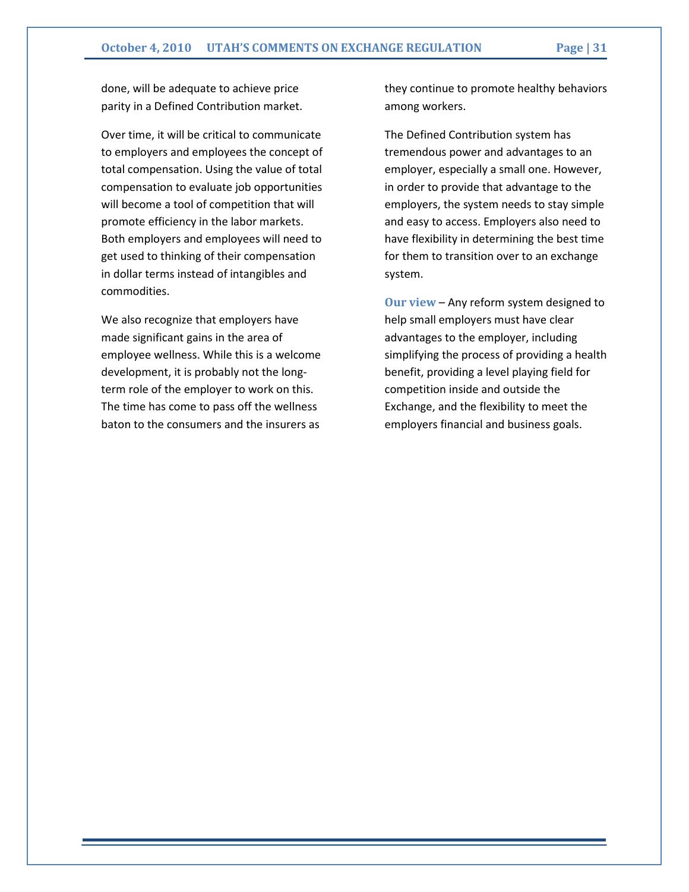done, will be adequate to achieve price parity in a Defined Contribution market.

Over time, it will be critical to communicate to employers and employees the concept of total compensation. Using the value of total compensation to evaluate job opportunities will become a tool of competition that will promote efficiency in the labor markets. Both employers and employees will need to get used to thinking of their compensation in dollar terms instead of intangibles and commodities.

We also recognize that employers have made significant gains in the area of employee wellness. While this is a welcome development, it is probably not the long-term role of the employer to work on this. The time has come to pass off the wellness baton to the consumers and the insurers as they continue to promote healthy behaviors among workers.

The Defined Contribution system has tremendous power and advantages to an employer, especially a small one. However, in order to provide that advantage to the employers, the system needs to stay simple and easy to access. Employers also need to have flexibility in determining the best time for them to transition over to an exchange system.

**Our view** – Any reform system designed to help small employers must have clear advantages to the employer, including simplifying the process of providing a health benefit, providing a level playing field for competition inside and outside the Exchange, and the flexibility to meet the employers financial and business goals.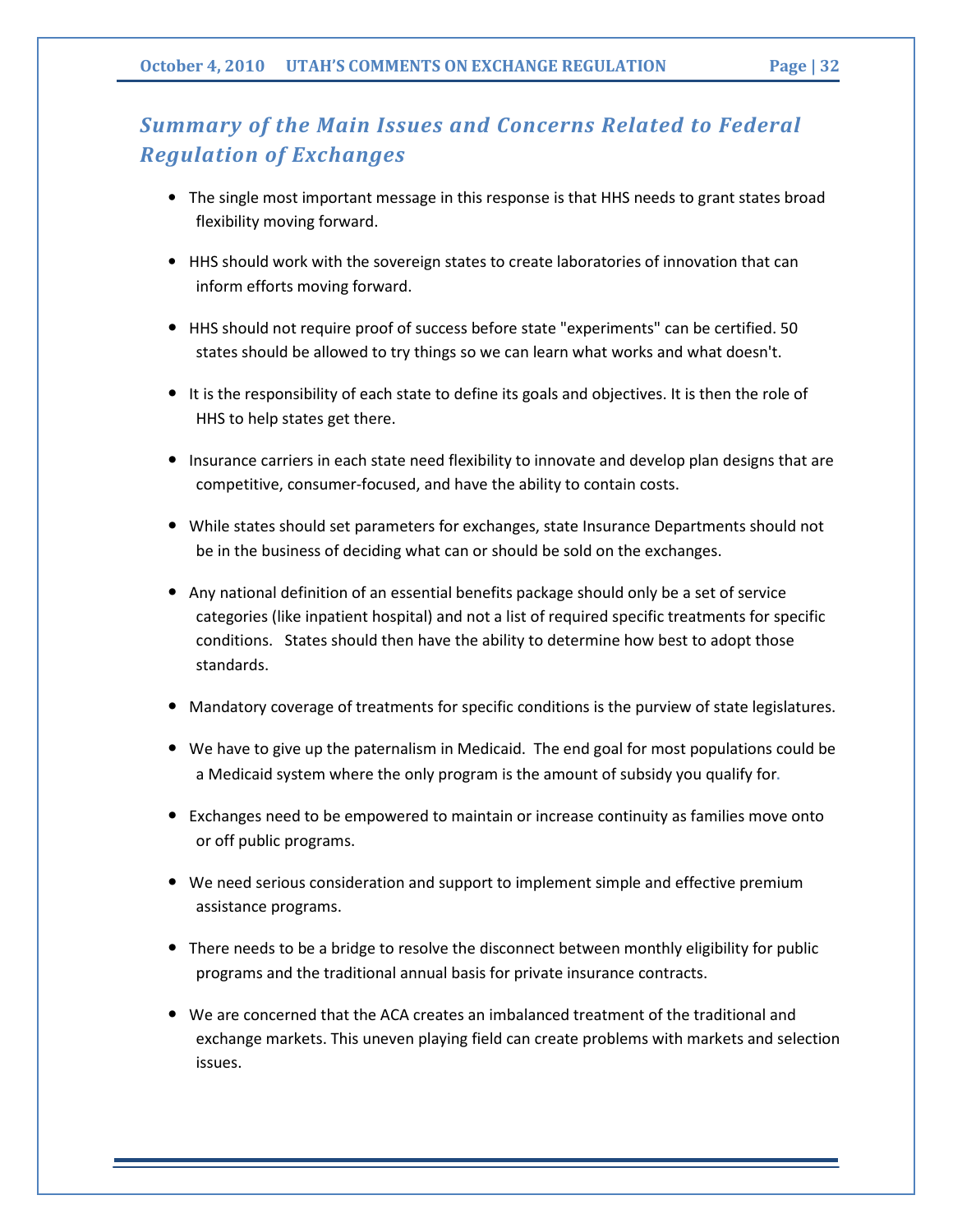## *Summary of the Main Issues and Concerns Related to Federal Regulation of Exchanges*

- The single most important message in this response is that HHS needs to grant states broad flexibility moving forward.
- HHS should work with the sovereign states to create laboratories of innovation that can inform efforts moving forward.
- HHS should not require proof of success before state "experiments" can be certified. 50 states should be allowed to try things so we can learn what works and what doesn't.
- It is the responsibility of each state to define its goals and objectives. It is then the role of HHS to help states get there.
- Insurance carriers in each state need flexibility to innovate and develop plan designs that are competitive, consumer-focused, and have the ability to contain costs.
- While states should set parameters for exchanges, state Insurance Departments should not be in the business of deciding what can or should be sold on the exchanges.
- Any national definition of an essential benefits package should only be a set of service categories (like inpatient hospital) and not a list of required specific treatments for specific conditions. States should then have the ability to determine how best to adopt those standards.
- Mandatory coverage of treatments for specific conditions is the purview of state legislatures.
- We have to give up the paternalism in Medicaid. The end goal for most populations could be a Medicaid system where the only program is the amount of subsidy you qualify for.
- Exchanges need to be empowered to maintain or increase continuity as families move onto or off public programs.
- We need serious consideration and support to implement simple and effective premium assistance programs.
- There needs to be a bridge to resolve the disconnect between monthly eligibility for public programs and the traditional annual basis for private insurance contracts.
- We are concerned that the ACA creates an imbalanced treatment of the traditional and exchange markets. This uneven playing field can create problems with markets and selection issues.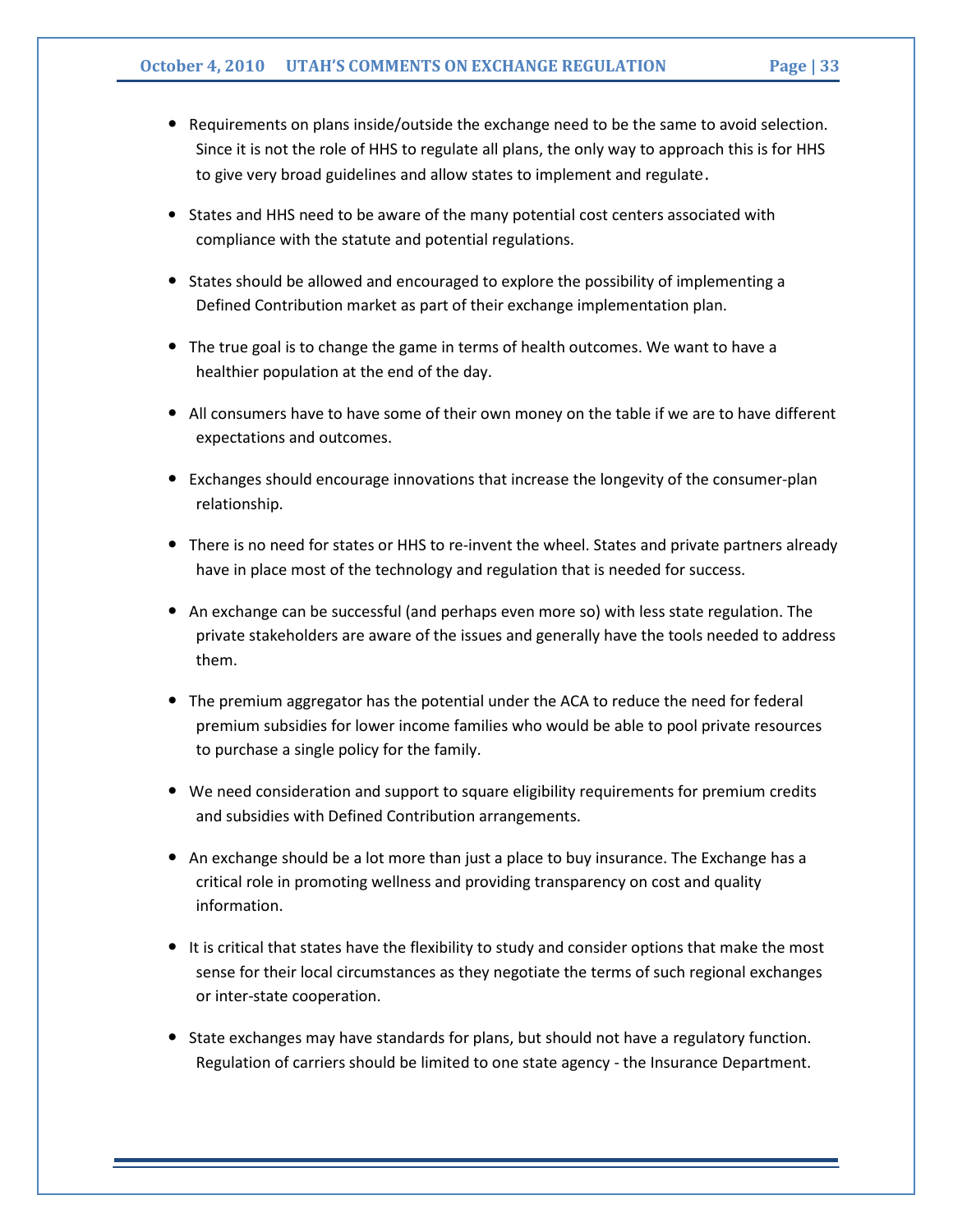- Requirements on plans inside/outside the exchange need to be the same to avoid selection. Since it is not the role of HHS to regulate all plans, the only way to approach this is for HHS to give very broad guidelines and allow states to implement and regulate.
- States and HHS need to be aware of the many potential cost centers associated with compliance with the statute and potential regulations.
- States should be allowed and encouraged to explore the possibility of implementing a Defined Contribution market as part of their exchange implementation plan.
- The true goal is to change the game in terms of health outcomes. We want to have a healthier population at the end of the day.
- All consumers have to have some of their own money on the table if we are to have different expectations and outcomes.
- Exchanges should encourage innovations that increase the longevity of the consumer-plan relationship.
- There is no need for states or HHS to re-invent the wheel. States and private partners already have in place most of the technology and regulation that is needed for success.
- An exchange can be successful (and perhaps even more so) with less state regulation. The private stakeholders are aware of the issues and generally have the tools needed to address them.
- The premium aggregator has the potential under the ACA to reduce the need for federal premium subsidies for lower income families who would be able to pool private resources to purchase a single policy for the family.
- We need consideration and support to square eligibility requirements for premium credits and subsidies with Defined Contribution arrangements.
- An exchange should be a lot more than just a place to buy insurance. The Exchange has a critical role in promoting wellness and providing transparency on cost and quality information.
- It is critical that states have the flexibility to study and consider options that make the most sense for their local circumstances as they negotiate the terms of such regional exchanges or inter-state cooperation.
- State exchanges may have standards for plans, but should not have a regulatory function. Regulation of carriers should be limited to one state agency - the Insurance Department.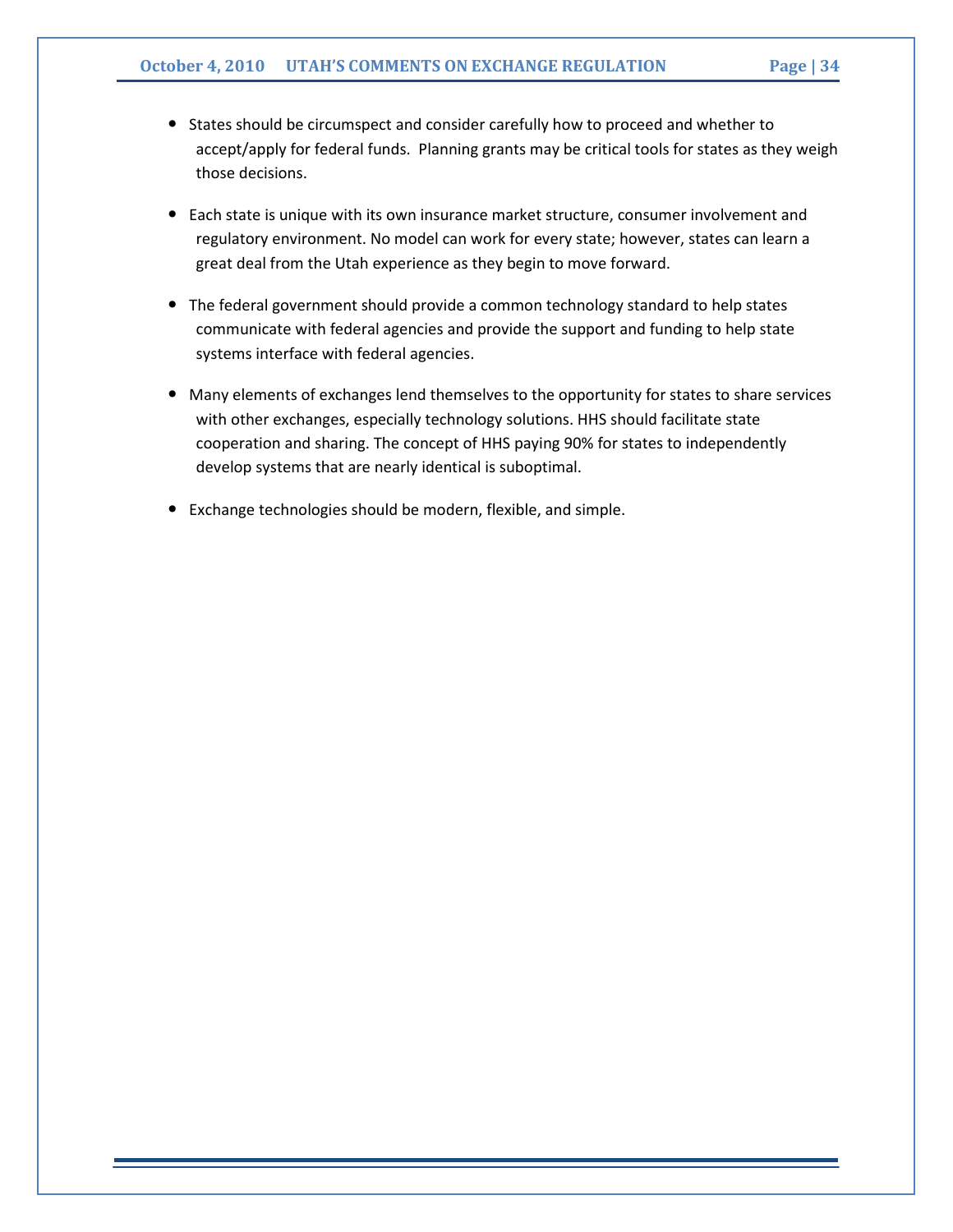- States should be circumspect and consider carefully how to proceed and whether to accept/apply for federal funds. Planning grants may be critical tools for states as they weigh those decisions.

- Each state is unique with its own insurance market structure, consumer involvement and regulatory environment. No model can work for every state; however, states can learn a great deal from the Utah experience as they begin to move forward.

- The federal government should provide a common technology standard to help states communicate with federal agencies and provide the support and funding to help state systems interface with federal agencies.

- Many elements of exchanges lend themselves to the opportunity for states to share services with other exchanges, especially technology solutions. HHS should facilitate state cooperation and sharing. The concept of HHS paying 90% for states to independently develop systems that are nearly identical is suboptimal.

- Exchange technologies should be modern, flexible, and simple.